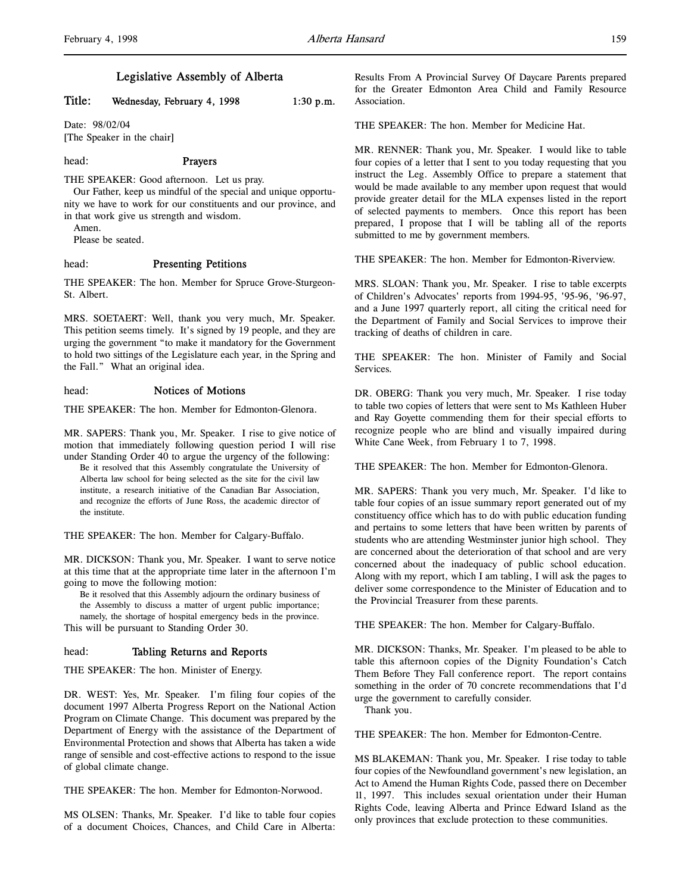# Legislative Assembly of Alberta

**Title: Wednesday, February 4, 1998 1:30 p.m.**

Date: 98/02/04

[The Speaker in the chair]

head: **Prayers**

THE SPEAKER: Good afternoon. Let us pray.

Our Father, keep us mindful of the special and unique opportunity we have to work for our constituents and our province, and in that work give us strength and wisdom.

Amen.

Please be seated.

head: **Presenting Petitions**

THE SPEAKER: The hon. Member for Spruce Grove-Sturgeon-St. Albert.

MRS. SOETAERT: Well, thank you very much, Mr. Speaker. This petition seems timely. It's signed by 19 people, and they are urging the government "to make it mandatory for the Government to hold two sittings of the Legislature each year, in the Spring and the Fall." What an original idea.

head: **Notices of Motions**

THE SPEAKER: The hon. Member for Edmonton-Glenora.

MR. SAPERS: Thank you, Mr. Speaker. I rise to give notice of motion that immediately following question period I will rise under Standing Order 40 to argue the urgency of the following:

> Be it resolved that this Assembly congratulate the University of Alberta law school for being selected as the site for the civil law institute, a research initiative of the Canadian Bar Association, and recognize the efforts of June Ross, the academic director of the institute.

THE SPEAKER: The hon. Member for Calgary-Buffalo.

MR. DICKSON: Thank you, Mr. Speaker. I want to serve notice at this time that at the appropriate time later in the afternoon I'm going to move the following motion:

> Be it resolved that this Assembly adjourn the ordinary business of the Assembly to discuss a matter of urgent public importance; namely, the shortage of hospital emergency beds in the province.

This will be pursuant to Standing Order 30.

head: **Tabling Returns and Reports**

THE SPEAKER: The hon. Minister of Energy.

DR. WEST: Yes, Mr. Speaker. I'm filing four copies of the document 1997 Alberta Progress Report on the National Action Program on Climate Change. This document was prepared by the Department of Energy with the assistance of the Department of Environmental Protection and shows that Alberta has taken a wide range of sensible and cost-effective actions to respond to the issue of global climate change.

THE SPEAKER: The hon. Member for Edmonton-Norwood.

MS OLSEN: Thanks, Mr. Speaker. I'd like to table four copies of a document Choices, Chances, and Child Care in Alberta: Results From A Provincial Survey Of Daycare Parents prepared for the Greater Edmonton Area Child and Family Resource Association.

THE SPEAKER: The hon. Member for Medicine Hat.

MR. RENNER: Thank you, Mr. Speaker. I would like to table four copies of a letter that I sent to you today requesting that you instruct the Leg. Assembly Office to prepare a statement that would be made available to any member upon request that would provide greater detail for the MLA expenses listed in the report of selected payments to members. Once this report has been prepared, I propose that I will be tabling all of the reports submitted to me by government members.

THE SPEAKER: The hon. Member for Edmonton-Riverview.

MRS. SLOAN: Thank you, Mr. Speaker. I rise to table excerpts of Children's Advocates' reports from 1994-95, '95-96, '96-97, and a June 1997 quarterly report, all citing the critical need for the Department of Family and Social Services to improve their tracking of deaths of children in care.

THE SPEAKER: The hon. Minister of Family and Social Services.

DR. OBERG: Thank you very much, Mr. Speaker. I rise today to table two copies of letters that were sent to Ms Kathleen Huber and Ray Goyette commending them for their special efforts to recognize people who are blind and visually impaired during White Cane Week, from February 1 to 7, 1998.

THE SPEAKER: The hon. Member for Edmonton-Glenora.

MR. SAPERS: Thank you very much, Mr. Speaker. I'd like to table four copies of an issue summary report generated out of my constituency office which has to do with public education funding and pertains to some letters that have been written by parents of students who are attending Westminster junior high school. They are concerned about the deterioration of that school and are very concerned about the inadequacy of public school education. Along with my report, which I am tabling, I will ask the pages to deliver some correspondence to the Minister of Education and to the Provincial Treasurer from these parents.

THE SPEAKER: The hon. Member for Calgary-Buffalo.

MR. DICKSON: Thanks, Mr. Speaker. I'm pleased to be able to table this afternoon copies of the Dignity Foundation's Catch Them Before They Fall conference report. The report contains something in the order of 70 concrete recommendations that I'd urge the government to carefully consider.

Thank you.

THE SPEAKER: The hon. Member for Edmonton-Centre.

MS BLAKEMAN: Thank you, Mr. Speaker. I rise today to table four copies of the Newfoundland government's new legislation, an Act to Amend the Human Rights Code, passed there on December 11, 1997. This includes sexual orientation under their Human Rights Code, leaving Alberta and Prince Edward Island as the only provinces that exclude protection to these communities.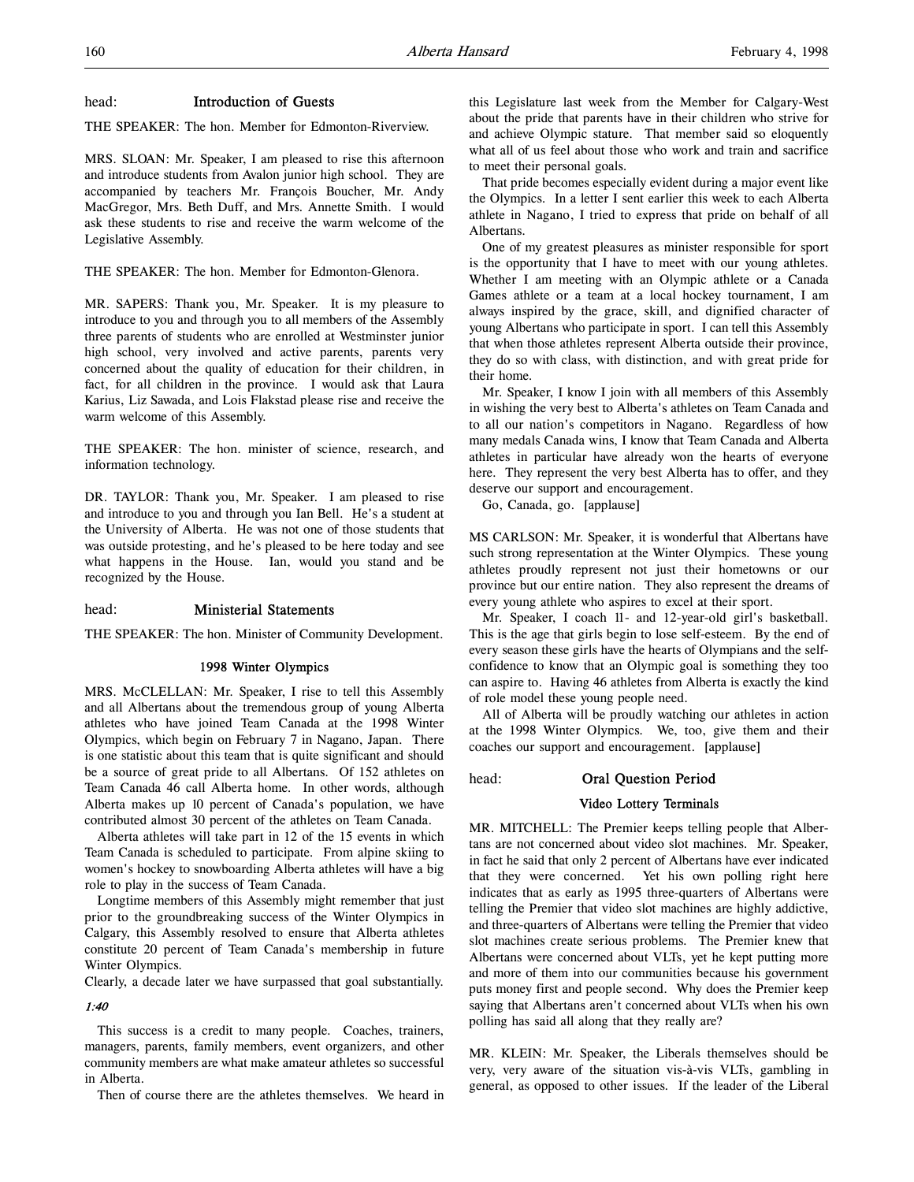## head: Introduction of Guests

THE SPEAKER: The hon. Member for Edmonton-Riverview.

MRS. SLOAN: Mr. Speaker, I am pleased to rise this afternoon and introduce students from Avalon junior high school. They are accompanied by teachers Mr. François Boucher, Mr. Andy MacGregor, Mrs. Beth Duff, and Mrs. Annette Smith. I would ask these students to rise and receive the warm welcome of the Legislative Assembly.

THE SPEAKER: The hon. Member for Edmonton-Glenora.

MR. SAPERS: Thank you, Mr. Speaker. It is my pleasure to introduce to you and through you to all members of the Assembly three parents of students who are enrolled at Westminster junior high school, very involved and active parents, parents very concerned about the quality of education for their children, in fact, for all children in the province. I would ask that Laura Karius, Liz Sawada, and Lois Flakstad please rise and receive the warm welcome of this Assembly.

THE SPEAKER: The hon. minister of science, research, and information technology.

DR. TAYLOR: Thank you, Mr. Speaker. I am pleased to rise and introduce to you and through you Ian Bell. He's a student at the University of Alberta. He was not one of those students that was outside protesting, and he's pleased to be here today and see what happens in the House. Ian, would you stand and be recognized by the House.

## head: Ministerial Statements

THE SPEAKER: The hon. Minister of Community Development.

### 1998 Winter Olympics

MRS. McCLELLAN: Mr. Speaker, I rise to tell this Assembly and all Albertans about the tremendous group of young Alberta athletes who have joined Team Canada at the 1998 Winter Olympics, which begin on February 7 in Nagano, Japan. There is one statistic about this team that is quite significant and should be a source of great pride to all Albertans. Of 152 athletes on Team Canada 46 call Alberta home. In other words, although Alberta makes up 10 percent of Canada's population, we have contributed almost 30 percent of the athletes on Team Canada.

Alberta athletes will take part in 12 of the 15 events in which Team Canada is scheduled to participate. From alpine skiing to women's hockey to snowboarding Alberta athletes will have a big role to play in the success of Team Canada.

Longtime members of this Assembly might remember that just prior to the groundbreaking success of the Winter Olympics in Calgary, this Assembly resolved to ensure that Alberta athletes constitute 20 percent of Team Canada's membership in future Winter Olympics.

Clearly, a decade later we have surpassed that goal substantially.

*1:40*

This success is a credit to many people. Coaches, trainers, managers, parents, family members, event organizers, and other community members are what make amateur athletes so successful in Alberta.

Then of course there are the athletes themselves. We heard in this Legislature last week from the Member for Calgary-West about the pride that parents have in their children who strive for and achieve Olympic stature. That member said so eloquently what all of us feel about those who work and train and sacrifice to meet their personal goals.

That pride becomes especially evident during a major event like the Olympics. In a letter I sent earlier this week to each Alberta athlete in Nagano, I tried to express that pride on behalf of all Albertans.

One of my greatest pleasures as minister responsible for sport is the opportunity that I have to meet with our young athletes. Whether I am meeting with an Olympic athlete or a Canada Games athlete or a team at a local hockey tournament, I am always inspired by the grace, skill, and dignified character of young Albertans who participate in sport. I can tell this Assembly that when those athletes represent Alberta outside their province, they do so with class, with distinction, and with great pride for their home.

Mr. Speaker, I know I join with all members of this Assembly in wishing the very best to Alberta's athletes on Team Canada and to all our nation's competitors in Nagano. Regardless of how many medals Canada wins, I know that Team Canada and Alberta athletes in particular have already won the hearts of everyone here. They represent the very best Alberta has to offer, and they deserve our support and encouragement.

Go, Canada, go. [applause]

MS CARLSON: Mr. Speaker, it is wonderful that Albertans have such strong representation at the Winter Olympics. These young athletes proudly represent not just their hometowns or our province but our entire nation. They also represent the dreams of every young athlete who aspires to excel at their sport.

Mr. Speaker, I coach 11- and 12-year-old girl's basketball. This is the age that girls begin to lose self-esteem. By the end of every season these girls have the hearts of Olympians and the self-confidence to know that an Olympic goal is something they too can aspire to. Having 46 athletes from Alberta is exactly the kind of role model these young people need.

All of Alberta will be proudly watching our athletes in action at the 1998 Winter Olympics. We, too, give them and their coaches our support and encouragement. [applause]

## head: Oral Question Period

### Video Lottery Terminals

MR. MITCHELL: The Premier keeps telling people that Albertans are not concerned about video slot machines. Mr. Speaker, in fact he said that only 2 percent of Albertans have ever indicated that they were concerned. Yet his own polling right here indicates that as early as 1995 three-quarters of Albertans were telling the Premier that video slot machines are highly addictive, and three-quarters of Albertans were telling the Premier that video slot machines create serious problems. The Premier knew that Albertans were concerned about VLTs, yet he kept putting more and more of them into our communities because his government puts money first and people second. Why does the Premier keep saying that Albertans aren't concerned about VLTs when his own polling has said all along that they really are?

MR. KLEIN: Mr. Speaker, the Liberals themselves should be very, very aware of the situation vis-à-vis VLTs, gambling in general, as opposed to other issues. If the leader of the Liberal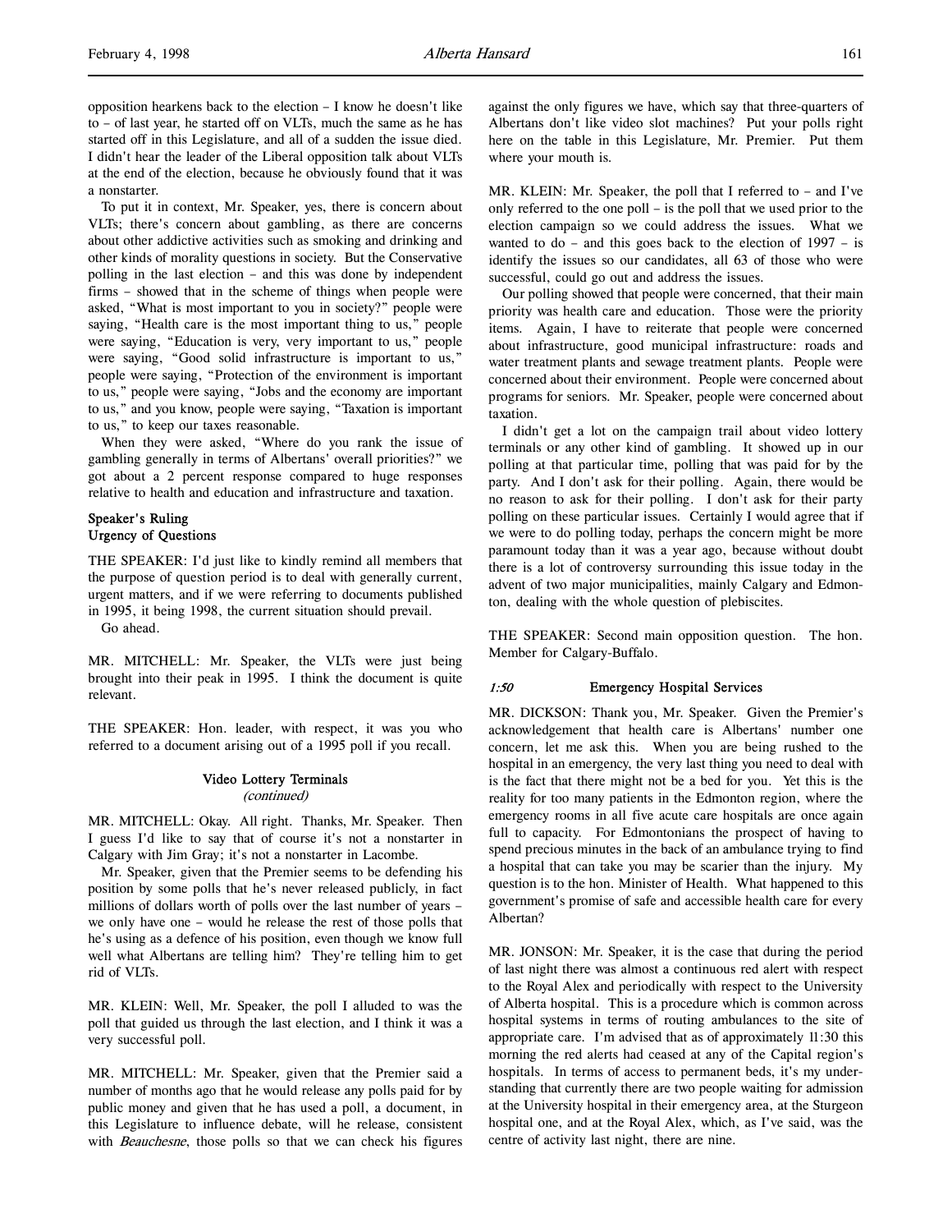opposition hearkens back to the election – I know he doesn't like to – of last year, he started off on VLTs, much the same as he has started off in this Legislature, and all of a sudden the issue died. I didn't hear the leader of the Liberal opposition talk about VLTs at the end of the election, because he obviously found that it was a nonstarter.

To put it in context, Mr. Speaker, yes, there is concern about VLTs; there's concern about gambling, as there are concerns about other addictive activities such as smoking and drinking and other kinds of morality questions in society. But the Conservative polling in the last election – and this was done by independent firms – showed that in the scheme of things when people were asked, "What is most important to you in society?" people were saying, "Health care is the most important thing to us," people were saying, "Education is very, very important to us," people were saying, "Good solid infrastructure is important to us," people were saying, "Protection of the environment is important to us," people were saying, "Jobs and the economy are important to us," and you know, people were saying, "Taxation is important to us," to keep our taxes reasonable.

When they were asked, "Where do you rank the issue of gambling generally in terms of Albertans' overall priorities?" we got about a 2 percent response compared to huge responses relative to health and education and infrastructure and taxation.

**Speaker's Ruling**
**Urgency of Questions**

THE SPEAKER: I'd just like to kindly remind all members that the purpose of question period is to deal with generally current, urgent matters, and if we were referring to documents published in 1995, it being 1998, the current situation should prevail.

Go ahead.

MR. MITCHELL: Mr. Speaker, the VLTs were just being brought into their peak in 1995. I think the document is quite relevant.

THE SPEAKER: Hon. leader, with respect, it was you who referred to a document arising out of a 1995 poll if you recall.

### Video Lottery Terminals
*(continued)*

MR. MITCHELL: Okay. All right. Thanks, Mr. Speaker. Then I guess I'd like to say that of course it's not a nonstarter in Calgary with Jim Gray; it's not a nonstarter in Lacombe.

Mr. Speaker, given that the Premier seems to be defending his position by some polls that he's never released publicly, in fact millions of dollars worth of polls over the last number of years – we only have one – would he release the rest of those polls that he's using as a defence of his position, even though we know full well what Albertans are telling him? They're telling him to get rid of VLTs.

MR. KLEIN: Well, Mr. Speaker, the poll I alluded to was the poll that guided us through the last election, and I think it was a very successful poll.

MR. MITCHELL: Mr. Speaker, given that the Premier said a number of months ago that he would release any polls paid for by public money and given that he has used a poll, a document, in this Legislature to influence debate, will he release, consistent with *Beauchesne*, those polls so that we can check his figures against the only figures we have, which say that three-quarters of Albertans don't like video slot machines? Put your polls right here on the table in this Legislature, Mr. Premier. Put them where your mouth is.

MR. KLEIN: Mr. Speaker, the poll that I referred to – and I've only referred to the one poll – is the poll that we used prior to the election campaign so we could address the issues. What we wanted to do – and this goes back to the election of 1997 – is identify the issues so our candidates, all 63 of those who were successful, could go out and address the issues.

Our polling showed that people were concerned, that their main priority was health care and education. Those were the priority items. Again, I have to reiterate that people were concerned about infrastructure, good municipal infrastructure: roads and water treatment plants and sewage treatment plants. People were concerned about their environment. People were concerned about programs for seniors. Mr. Speaker, people were concerned about taxation.

I didn't get a lot on the campaign trail about video lottery terminals or any other kind of gambling. It showed up in our polling at that particular time, polling that was paid for by the party. And I don't ask for their polling. Again, there would be no reason to ask for their polling. I don't ask for their party polling on these particular issues. Certainly I would agree that if we were to do polling today, perhaps the concern might be more paramount today than it was a year ago, because without doubt there is a lot of controversy surrounding this issue today in the advent of two major municipalities, mainly Calgary and Edmonton, dealing with the whole question of plebiscites.

THE SPEAKER: Second main opposition question. The hon. Member for Calgary-Buffalo.

### *1:50* Emergency Hospital Services

MR. DICKSON: Thank you, Mr. Speaker. Given the Premier's acknowledgement that health care is Albertans' number one concern, let me ask this. When you are being rushed to the hospital in an emergency, the very last thing you need to deal with is the fact that there might not be a bed for you. Yet this is the reality for too many patients in the Edmonton region, where the emergency rooms in all five acute care hospitals are once again full to capacity. For Edmontonians the prospect of having to spend precious minutes in the back of an ambulance trying to find a hospital that can take you may be scarier than the injury. My question is to the hon. Minister of Health. What happened to this government's promise of safe and accessible health care for every Albertan?

MR. JONSON: Mr. Speaker, it is the case that during the period of last night there was almost a continuous red alert with respect to the Royal Alex and periodically with respect to the University of Alberta hospital. This is a procedure which is common across hospital systems in terms of routing ambulances to the site of appropriate care. I'm advised that as of approximately 11:30 this morning the red alerts had ceased at any of the Capital region's hospitals. In terms of access to permanent beds, it's my understanding that currently there are two people waiting for admission at the University hospital in their emergency area, at the Sturgeon hospital one, and at the Royal Alex, which, as I've said, was the centre of activity last night, there are nine.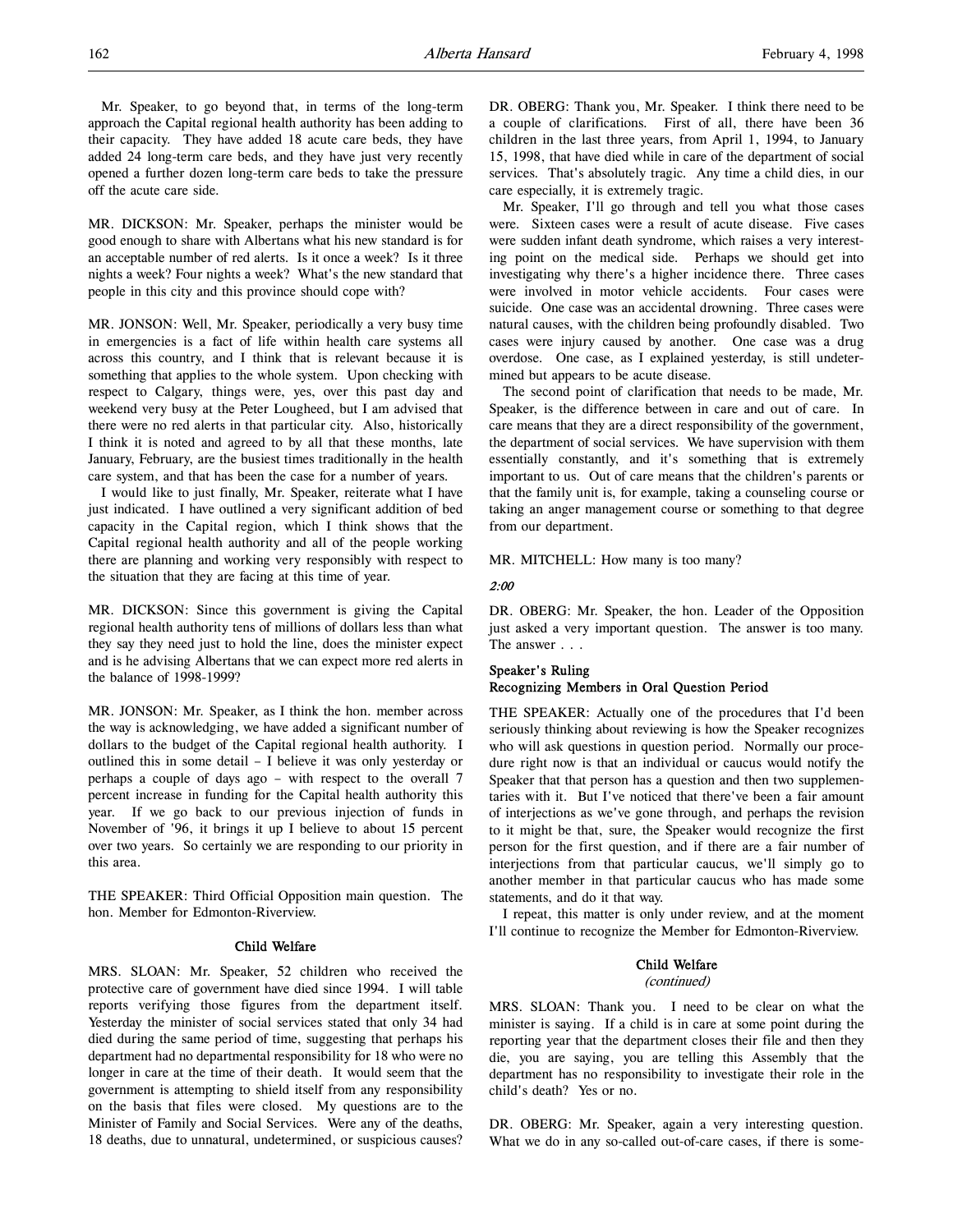Mr. Speaker, to go beyond that, in terms of the long-term approach the Capital regional health authority has been adding to their capacity. They have added 18 acute care beds, they have added 24 long-term care beds, and they have just very recently opened a further dozen long-term care beds to take the pressure off the acute care side.

MR. DICKSON: Mr. Speaker, perhaps the minister would be good enough to share with Albertans what his new standard is for an acceptable number of red alerts. Is it once a week? Is it three nights a week? Four nights a week? What's the new standard that people in this city and this province should cope with?

MR. JONSON: Well, Mr. Speaker, periodically a very busy time in emergencies is a fact of life within health care systems all across this country, and I think that is relevant because it is something that applies to the whole system. Upon checking with respect to Calgary, things were, yes, over this past day and weekend very busy at the Peter Lougheed, but I am advised that there were no red alerts in that particular city. Also, historically I think it is noted and agreed to by all that these months, late January, February, are the busiest times traditionally in the health care system, and that has been the case for a number of years.

I would like to just finally, Mr. Speaker, reiterate what I have just indicated. I have outlined a very significant addition of bed capacity in the Capital region, which I think shows that the Capital regional health authority and all of the people working there are planning and working very responsibly with respect to the situation that they are facing at this time of year.

MR. DICKSON: Since this government is giving the Capital regional health authority tens of millions of dollars less than what they say they need just to hold the line, does the minister expect and is he advising Albertans that we can expect more red alerts in the balance of 1998-1999?

MR. JONSON: Mr. Speaker, as I think the hon. member across the way is acknowledging, we have added a significant number of dollars to the budget of the Capital regional health authority. I outlined this in some detail – I believe it was only yesterday or perhaps a couple of days ago – with respect to the overall 7 percent increase in funding for the Capital health authority this year. If we go back to our previous injection of funds in November of '96, it brings it up I believe to about 15 percent over two years. So certainly we are responding to our priority in this area.

THE SPEAKER: Third Official Opposition main question. The hon. Member for Edmonton-Riverview.

### Child Welfare

MRS. SLOAN: Mr. Speaker, 52 children who received the protective care of government have died since 1994. I will table reports verifying those figures from the department itself. Yesterday the minister of social services stated that only 34 had died during the same period of time, suggesting that perhaps his department had no departmental responsibility for 18 who were no longer in care at the time of their death. It would seem that the government is attempting to shield itself from any responsibility on the basis that files were closed. My questions are to the Minister of Family and Social Services. Were any of the deaths, 18 deaths, due to unnatural, undetermined, or suspicious causes?

DR. OBERG: Thank you, Mr. Speaker. I think there need to be a couple of clarifications. First of all, there have been 36 children in the last three years, from April 1, 1994, to January 15, 1998, that have died while in care of the department of social services. That's absolutely tragic. Any time a child dies, in our care especially, it is extremely tragic.

Mr. Speaker, I'll go through and tell you what those cases were. Sixteen cases were a result of acute disease. Five cases were sudden infant death syndrome, which raises a very interesting point on the medical side. Perhaps we should get into investigating why there's a higher incidence there. Three cases were involved in motor vehicle accidents. Four cases were suicide. One case was an accidental drowning. Three cases were natural causes, with the children being profoundly disabled. Two cases were injury caused by another. One case was a drug overdose. One case, as I explained yesterday, is still undetermined but appears to be acute disease.

The second point of clarification that needs to be made, Mr. Speaker, is the difference between in care and out of care. In care means that they are a direct responsibility of the government, the department of social services. We have supervision with them essentially constantly, and it's something that is extremely important to us. Out of care means that the children's parents or that the family unit is, for example, taking a counseling course or taking an anger management course or something to that degree from our department.

MR. MITCHELL: How many is too many?

*2:00*

DR. OBERG: Mr. Speaker, the hon. Leader of the Opposition just asked a very important question. The answer is too many. The answer . . .

### Speaker's Ruling
### Recognizing Members in Oral Question Period

THE SPEAKER: Actually one of the procedures that I'd been seriously thinking about reviewing is how the Speaker recognizes who will ask questions in question period. Normally our procedure right now is that an individual or caucus would notify the Speaker that that person has a question and then two supplementaries with it. But I've noticed that there've been a fair amount of interjections as we've gone through, and perhaps the revision to it might be that, sure, the Speaker would recognize the first person for the first question, and if there are a fair number of interjections from that particular caucus, we'll simply go to another member in that particular caucus who has made some statements, and do it that way.

I repeat, this matter is only under review, and at the moment I'll continue to recognize the Member for Edmonton-Riverview.

### Child Welfare
*(continued)*

MRS. SLOAN: Thank you. I need to be clear on what the minister is saying. If a child is in care at some point during the reporting year that the department closes their file and then they die, you are saying, you are telling this Assembly that the department has no responsibility to investigate their role in the child's death? Yes or no.

DR. OBERG: Mr. Speaker, again a very interesting question. What we do in any so-called out-of-care cases, if there is some-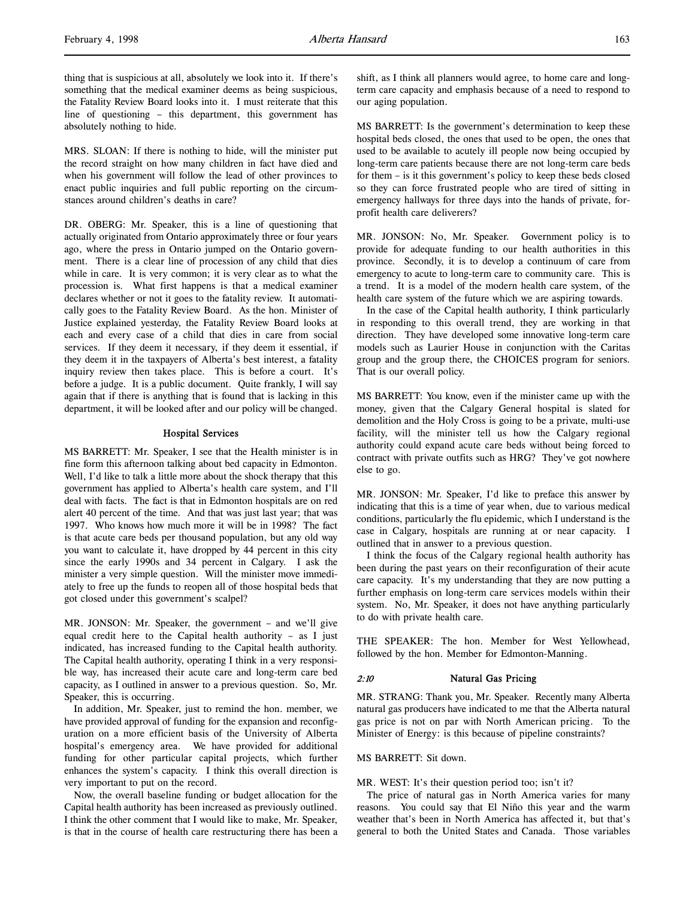thing that is suspicious at all, absolutely we look into it. If there's something that the medical examiner deems as being suspicious, the Fatality Review Board looks into it. I must reiterate that this line of questioning – this department, this government has absolutely nothing to hide.

MRS. SLOAN: If there is nothing to hide, will the minister put the record straight on how many children in fact have died and when his government will follow the lead of other provinces to enact public inquiries and full public reporting on the circumstances around children's deaths in care?

DR. OBERG: Mr. Speaker, this is a line of questioning that actually originated from Ontario approximately three or four years ago, where the press in Ontario jumped on the Ontario government. There is a clear line of procession of any child that dies while in care. It is very common; it is very clear as to what the procession is. What first happens is that a medical examiner declares whether or not it goes to the fatality review. It automatically goes to the Fatality Review Board. As the hon. Minister of Justice explained yesterday, the Fatality Review Board looks at each and every case of a child that dies in care from social services. If they deem it necessary, if they deem it essential, if they deem it in the taxpayers of Alberta's best interest, a fatality inquiry review then takes place. This is before a court. It's before a judge. It is a public document. Quite frankly, I will say again that if there is anything that is found that is lacking in this department, it will be looked after and our policy will be changed.

### Hospital Services

MS BARRETT: Mr. Speaker, I see that the Health minister is in fine form this afternoon talking about bed capacity in Edmonton. Well, I'd like to talk a little more about the shock therapy that this government has applied to Alberta's health care system, and I'll deal with facts. The fact is that in Edmonton hospitals are on red alert 40 percent of the time. And that was just last year; that was 1997. Who knows how much more it will be in 1998? The fact is that acute care beds per thousand population, but any old way you want to calculate it, have dropped by 44 percent in this city since the early 1990s and 34 percent in Calgary. I ask the minister a very simple question. Will the minister move immediately to free up the funds to reopen all of those hospital beds that got closed under this government's scalpel?

MR. JONSON: Mr. Speaker, the government – and we'll give equal credit here to the Capital health authority – as I just indicated, has increased funding to the Capital health authority. The Capital health authority, operating I think in a very responsible way, has increased their acute care and long-term care bed capacity, as I outlined in answer to a previous question. So, Mr. Speaker, this is occurring.

In addition, Mr. Speaker, just to remind the hon. member, we have provided approval of funding for the expansion and reconfiguration on a more efficient basis of the University of Alberta hospital's emergency area. We have provided for additional funding for other particular capital projects, which further enhances the system's capacity. I think this overall direction is very important to put on the record.

Now, the overall baseline funding or budget allocation for the Capital health authority has been increased as previously outlined. I think the other comment that I would like to make, Mr. Speaker, is that in the course of health care restructuring there has been a shift, as I think all planners would agree, to home care and long-term care capacity and emphasis because of a need to respond to our aging population.

MS BARRETT: Is the government's determination to keep these hospital beds closed, the ones that used to be open, the ones that used to be available to acutely ill people now being occupied by long-term care patients because there are not long-term care beds for them – is it this government's policy to keep these beds closed so they can force frustrated people who are tired of sitting in emergency hallways for three days into the hands of private, for-profit health care deliverers?

MR. JONSON: No, Mr. Speaker. Government policy is to provide for adequate funding to our health authorities in this province. Secondly, it is to develop a continuum of care from emergency to acute to long-term care to community care. This is a trend. It is a model of the modern health care system, of the health care system of the future which we are aspiring towards.

In the case of the Capital health authority, I think particularly in responding to this overall trend, they are working in that direction. They have developed some innovative long-term care models such as Laurier House in conjunction with the Caritas group and the group there, the CHOICES program for seniors. That is our overall policy.

MS BARRETT: You know, even if the minister came up with the money, given that the Calgary General hospital is slated for demolition and the Holy Cross is going to be a private, multi-use facility, will the minister tell us how the Calgary regional authority could expand acute care beds without being forced to contract with private outfits such as HRG? They've got nowhere else to go.

MR. JONSON: Mr. Speaker, I'd like to preface this answer by indicating that this is a time of year when, due to various medical conditions, particularly the flu epidemic, which I understand is the case in Calgary, hospitals are running at or near capacity. I outlined that in answer to a previous question.

I think the focus of the Calgary regional health authority has been during the past years on their reconfiguration of their acute care capacity. It's my understanding that they are now putting a further emphasis on long-term care services models within their system. No, Mr. Speaker, it does not have anything particularly to do with private health care.

THE SPEAKER: The hon. Member for West Yellowhead, followed by the hon. Member for Edmonton-Manning.

### *2:10* Natural Gas Pricing

MR. STRANG: Thank you, Mr. Speaker. Recently many Alberta natural gas producers have indicated to me that the Alberta natural gas price is not on par with North American pricing. To the Minister of Energy: is this because of pipeline constraints?

MS BARRETT: Sit down.

MR. WEST: It's their question period too; isn't it?

The price of natural gas in North America varies for many reasons. You could say that El Niño this year and the warm weather that's been in North America has affected it, but that's general to both the United States and Canada. Those variables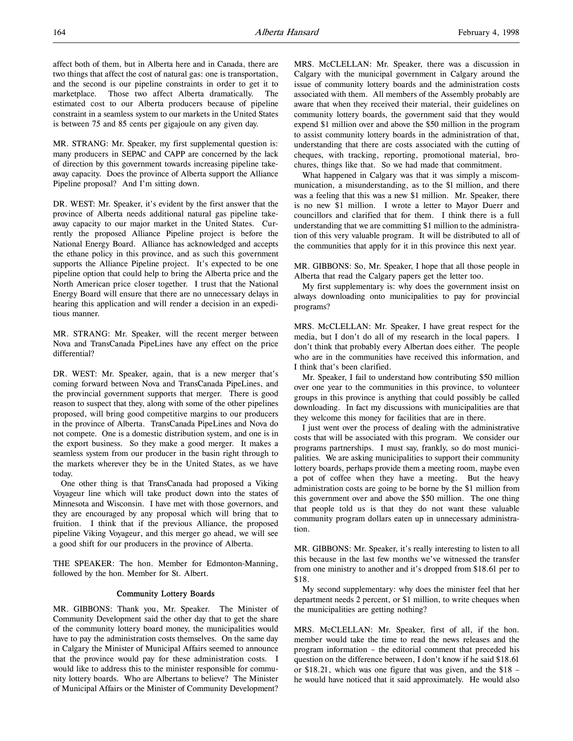affect both of them, but in Alberta here and in Canada, there are two things that affect the cost of natural gas: one is transportation, and the second is our pipeline constraints in order to get it to marketplace. Those two affect Alberta dramatically. The estimated cost to our Alberta producers because of pipeline constraint in a seamless system to our markets in the United States is between 75 and 85 cents per gigajoule on any given day.

MR. STRANG: Mr. Speaker, my first supplemental question is: many producers in SEPAC and CAPP are concerned by the lack of direction by this government towards increasing pipeline takeaway capacity. Does the province of Alberta support the Alliance Pipeline proposal? And I'm sitting down.

DR. WEST: Mr. Speaker, it's evident by the first answer that the province of Alberta needs additional natural gas pipeline takeaway capacity to our major market in the United States. Currently the proposed Alliance Pipeline project is before the National Energy Board. Alliance has acknowledged and accepts the ethane policy in this province, and as such this government supports the Alliance Pipeline project. It's expected to be one pipeline option that could help to bring the Alberta price and the North American price closer together. I trust that the National Energy Board will ensure that there are no unnecessary delays in hearing this application and will render a decision in an expeditious manner.

MR. STRANG: Mr. Speaker, will the recent merger between Nova and TransCanada PipeLines have any effect on the price differential?

DR. WEST: Mr. Speaker, again, that is a new merger that's coming forward between Nova and TransCanada PipeLines, and the provincial government supports that merger. There is good reason to suspect that they, along with some of the other pipelines proposed, will bring good competitive margins to our producers in the province of Alberta. TransCanada PipeLines and Nova do not compete. One is a domestic distribution system, and one is in the export business. So they make a good merger. It makes a seamless system from our producer in the basin right through to the markets wherever they be in the United States, as we have today.

One other thing is that TransCanada had proposed a Viking Voyageur line which will take product down into the states of Minnesota and Wisconsin. I have met with those governors, and they are encouraged by any proposal which will bring that to fruition. I think that if the previous Alliance, the proposed pipeline Viking Voyageur, and this merger go ahead, we will see a good shift for our producers in the province of Alberta.

THE SPEAKER: The hon. Member for Edmonton-Manning, followed by the hon. Member for St. Albert.

## Community Lottery Boards

MR. GIBBONS: Thank you, Mr. Speaker. The Minister of Community Development said the other day that to get the share of the community lottery board money, the municipalities would have to pay the administration costs themselves. On the same day in Calgary the Minister of Municipal Affairs seemed to announce that the province would pay for these administration costs. I would like to address this to the minister responsible for community lottery boards. Who are Albertans to believe? The Minister of Municipal Affairs or the Minister of Community Development?

MRS. McCLELLAN: Mr. Speaker, there was a discussion in Calgary with the municipal government in Calgary around the issue of community lottery boards and the administration costs associated with them. All members of the Assembly probably are aware that when they received their material, their guidelines on community lottery boards, the government said that they would expend $1 million over and above the $50 million in the program to assist community lottery boards in the administration of that, understanding that there are costs associated with the cutting of cheques, with tracking, reporting, promotional material, brochures, things like that. So we had made that commitment.

What happened in Calgary was that it was simply a miscommunication, a misunderstanding, as to the $1 million, and there was a feeling that this was a new $1 million. Mr. Speaker, there is no new $1 million. I wrote a letter to Mayor Duerr and councillors and clarified that for them. I think there is a full understanding that we are committing $1 million to the administration of this very valuable program. It will be distributed to all of the communities that apply for it in this province this next year.

MR. GIBBONS: So, Mr. Speaker, I hope that all those people in Alberta that read the Calgary papers get the letter too.

My first supplementary is: why does the government insist on always downloading onto municipalities to pay for provincial programs?

MRS. McCLELLAN: Mr. Speaker, I have great respect for the media, but I don't do all of my research in the local papers. I don't think that probably every Albertan does either. The people who are in the communities have received this information, and I think that's been clarified.

Mr. Speaker, I fail to understand how contributing $50 million over one year to the communities in this province, to volunteer groups in this province is anything that could possibly be called downloading. In fact my discussions with municipalities are that they welcome this money for facilities that are in there.

I just went over the process of dealing with the administrative costs that will be associated with this program. We consider our programs partnerships. I must say, frankly, so do most municipalities. We are asking municipalities to support their community lottery boards, perhaps provide them a meeting room, maybe even a pot of coffee when they have a meeting. But the heavy administration costs are going to be borne by the $1 million from this government over and above the $50 million. The one thing that people told us is that they do not want these valuable community program dollars eaten up in unnecessary administration.

MR. GIBBONS: Mr. Speaker, it's really interesting to listen to all this because in the last few months we've witnessed the transfer from one ministry to another and it's dropped from $18.61 per to $18.

My second supplementary: why does the minister feel that her department needs 2 percent, or $1 million, to write cheques when the municipalities are getting nothing?

MRS. McCLELLAN: Mr. Speaker, first of all, if the hon. member would take the time to read the news releases and the program information – the editorial comment that preceded his question on the difference between, I don't know if he said $18.61 or $18.21, which was one figure that was given, and the $18 – he would have noticed that it said approximately. He would also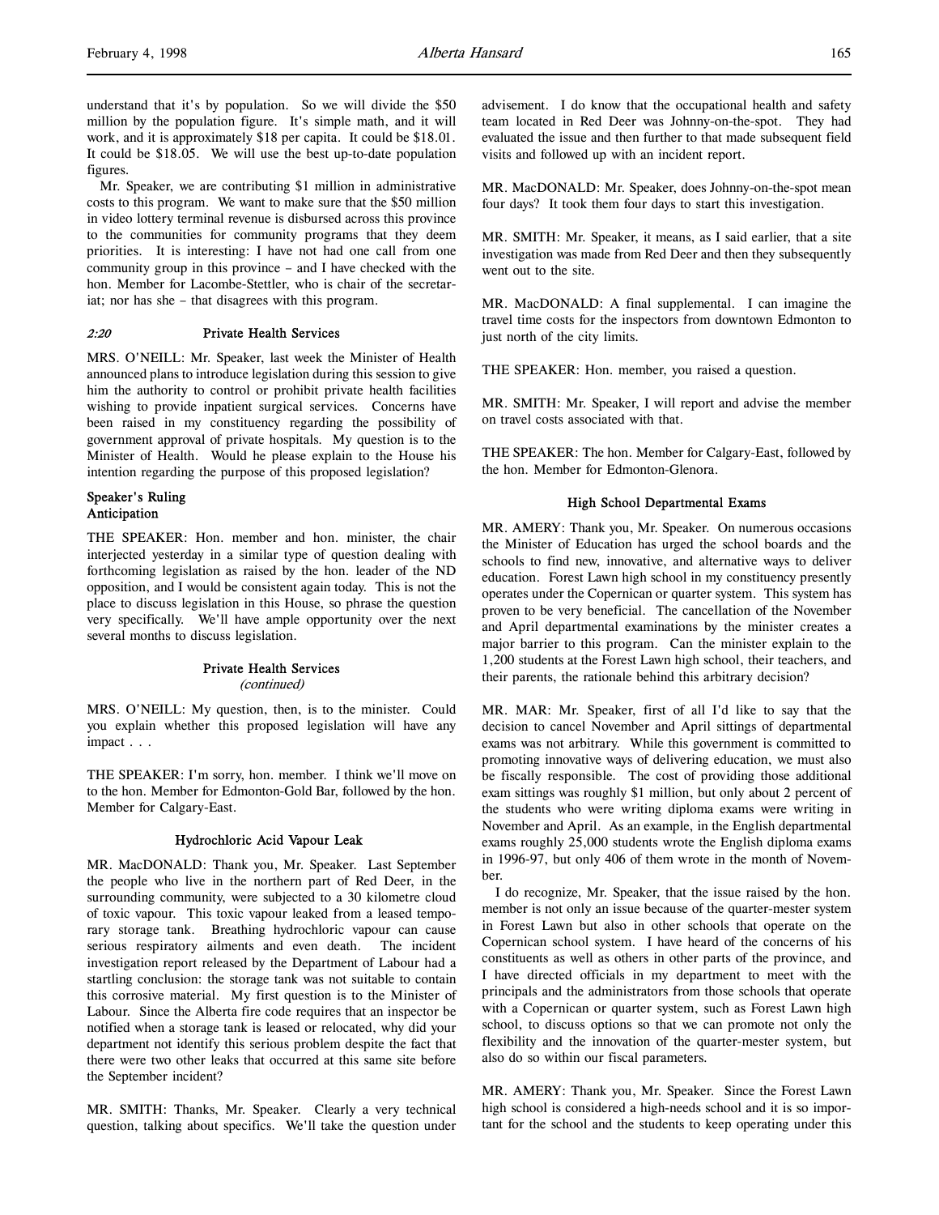understand that it's by population. So we will divide the $50 million by the population figure. It's simple math, and it will work, and it is approximately $18 per capita. It could be $18.01. It could be $18.05. We will use the best up-to-date population figures.

Mr. Speaker, we are contributing $1 million in administrative costs to this program. We want to make sure that the $50 million in video lottery terminal revenue is disbursed across this province to the communities for community programs that they deem priorities. It is interesting: I have not had one call from one community group in this province – and I have checked with the hon. Member for Lacombe-Stettler, who is chair of the secretariat; nor has she – that disagrees with this program.

### *2:20* Private Health Services

MRS. O'NEILL: Mr. Speaker, last week the Minister of Health announced plans to introduce legislation during this session to give him the authority to control or prohibit private health facilities wishing to provide inpatient surgical services. Concerns have been raised in my constituency regarding the possibility of government approval of private hospitals. My question is to the Minister of Health. Would he please explain to the House his intention regarding the purpose of this proposed legislation?

### Speaker's Ruling Anticipation

THE SPEAKER: Hon. member and hon. minister, the chair interjected yesterday in a similar type of question dealing with forthcoming legislation as raised by the hon. leader of the ND opposition, and I would be consistent again today. This is not the place to discuss legislation in this House, so phrase the question very specifically. We'll have ample opportunity over the next several months to discuss legislation.

### Private Health Services *(continued)*

MRS. O'NEILL: My question, then, is to the minister. Could you explain whether this proposed legislation will have any impact . . .

THE SPEAKER: I'm sorry, hon. member. I think we'll move on to the hon. Member for Edmonton-Gold Bar, followed by the hon. Member for Calgary-East.

### Hydrochloric Acid Vapour Leak

MR. MacDONALD: Thank you, Mr. Speaker. Last September the people who live in the northern part of Red Deer, in the surrounding community, were subjected to a 30 kilometre cloud of toxic vapour. This toxic vapour leaked from a leased temporary storage tank. Breathing hydrochloric vapour can cause serious respiratory ailments and even death. The incident investigation report released by the Department of Labour had a startling conclusion: the storage tank was not suitable to contain this corrosive material. My first question is to the Minister of Labour. Since the Alberta fire code requires that an inspector be notified when a storage tank is leased or relocated, why did your department not identify this serious problem despite the fact that there were two other leaks that occurred at this same site before the September incident?

MR. SMITH: Thanks, Mr. Speaker. Clearly a very technical question, talking about specifics. We'll take the question under advisement. I do know that the occupational health and safety team located in Red Deer was Johnny-on-the-spot. They had evaluated the issue and then further to that made subsequent field visits and followed up with an incident report.

MR. MacDONALD: Mr. Speaker, does Johnny-on-the-spot mean four days? It took them four days to start this investigation.

MR. SMITH: Mr. Speaker, it means, as I said earlier, that a site investigation was made from Red Deer and then they subsequently went out to the site.

MR. MacDONALD: A final supplemental. I can imagine the travel time costs for the inspectors from downtown Edmonton to just north of the city limits.

THE SPEAKER: Hon. member, you raised a question.

MR. SMITH: Mr. Speaker, I will report and advise the member on travel costs associated with that.

THE SPEAKER: The hon. Member for Calgary-East, followed by the hon. Member for Edmonton-Glenora.

### High School Departmental Exams

MR. AMERY: Thank you, Mr. Speaker. On numerous occasions the Minister of Education has urged the school boards and the schools to find new, innovative, and alternative ways to deliver education. Forest Lawn high school in my constituency presently operates under the Copernican or quarter system. This system has proven to be very beneficial. The cancellation of the November and April departmental examinations by the minister creates a major barrier to this program. Can the minister explain to the 1,200 students at the Forest Lawn high school, their teachers, and their parents, the rationale behind this arbitrary decision?

MR. MAR: Mr. Speaker, first of all I'd like to say that the decision to cancel November and April sittings of departmental exams was not arbitrary. While this government is committed to promoting innovative ways of delivering education, we must also be fiscally responsible. The cost of providing those additional exam sittings was roughly $1 million, but only about 2 percent of the students who were writing diploma exams were writing in November and April. As an example, in the English departmental exams roughly 25,000 students wrote the English diploma exams in 1996-97, but only 406 of them wrote in the month of November.

I do recognize, Mr. Speaker, that the issue raised by the hon. member is not only an issue because of the quarter-mester system in Forest Lawn but also in other schools that operate on the Copernican school system. I have heard of the concerns of his constituents as well as others in other parts of the province, and I have directed officials in my department to meet with the principals and the administrators from those schools that operate with a Copernican or quarter system, such as Forest Lawn high school, to discuss options so that we can promote not only the flexibility and the innovation of the quarter-mester system, but also do so within our fiscal parameters.

MR. AMERY: Thank you, Mr. Speaker. Since the Forest Lawn high school is considered a high-needs school and it is so important for the school and the students to keep operating under this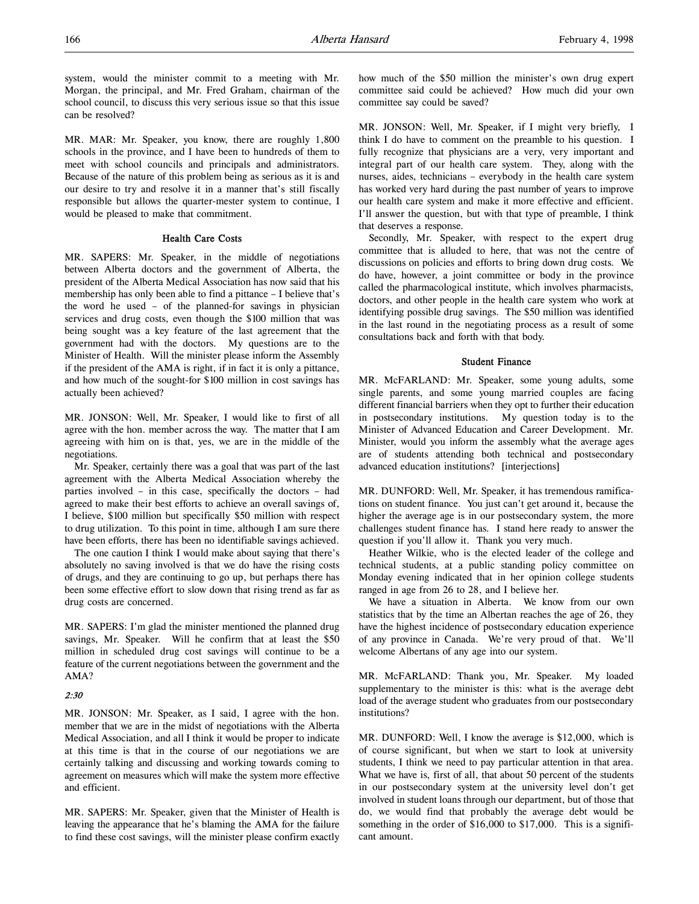system, would the minister commit to a meeting with Mr. Morgan, the principal, and Mr. Fred Graham, chairman of the school council, to discuss this very serious issue so that this issue can be resolved?

MR. MAR: Mr. Speaker, you know, there are roughly 1,800 schools in the province, and I have been to hundreds of them to meet with school councils and principals and administrators. Because of the nature of this problem being as serious as it is and our desire to try and resolve it in a manner that's still fiscally responsible but allows the quarter-mester system to continue, I would be pleased to make that commitment.

### Health Care Costs

MR. SAPERS: Mr. Speaker, in the middle of negotiations between Alberta doctors and the government of Alberta, the president of the Alberta Medical Association has now said that his membership has only been able to find a pittance – I believe that's the word he used – of the planned-for savings in physician services and drug costs, even though the $100 million that was being sought was a key feature of the last agreement that the government had with the doctors. My questions are to the Minister of Health. Will the minister please inform the Assembly if the president of the AMA is right, if in fact it is only a pittance, and how much of the sought-for $100 million in cost savings has actually been achieved?

MR. JONSON: Well, Mr. Speaker, I would like to first of all agree with the hon. member across the way. The matter that I am agreeing with him on is that, yes, we are in the middle of the negotiations.

Mr. Speaker, certainly there was a goal that was part of the last agreement with the Alberta Medical Association whereby the parties involved – in this case, specifically the doctors – had agreed to make their best efforts to achieve an overall savings of, I believe, $100 million but specifically $50 million with respect to drug utilization. To this point in time, although I am sure there have been efforts, there has been no identifiable savings achieved.

The one caution I think I would make about saying that there's absolutely no saving involved is that we do have the rising costs of drugs, and they are continuing to go up, but perhaps there has been some effective effort to slow down that rising trend as far as drug costs are concerned.

MR. SAPERS: I'm glad the minister mentioned the planned drug savings, Mr. Speaker. Will he confirm that at least the $50 million in scheduled drug cost savings will continue to be a feature of the current negotiations between the government and the AMA?

*2:30*

MR. JONSON: Mr. Speaker, as I said, I agree with the hon. member that we are in the midst of negotiations with the Alberta Medical Association, and all I think it would be proper to indicate at this time is that in the course of our negotiations we are certainly talking and discussing and working towards coming to agreement on measures which will make the system more effective and efficient.

MR. SAPERS: Mr. Speaker, given that the Minister of Health is leaving the appearance that he's blaming the AMA for the failure to find these cost savings, will the minister please confirm exactly how much of the $50 million the minister's own drug expert committee said could be achieved? How much did your own committee say could be saved?

MR. JONSON: Well, Mr. Speaker, if I might very briefly, I think I do have to comment on the preamble to his question. I fully recognize that physicians are a very, very important and integral part of our health care system. They, along with the nurses, aides, technicians – everybody in the health care system has worked very hard during the past number of years to improve our health care system and make it more effective and efficient. I'll answer the question, but with that type of preamble, I think that deserves a response.

Secondly, Mr. Speaker, with respect to the expert drug committee that is alluded to here, that was not the centre of discussions on policies and efforts to bring down drug costs. We do have, however, a joint committee or body in the province called the pharmacological institute, which involves pharmacists, doctors, and other people in the health care system who work at identifying possible drug savings. The $50 million was identified in the last round in the negotiating process as a result of some consultations back and forth with that body.

### Student Finance

MR. McFARLAND: Mr. Speaker, some young adults, some single parents, and some young married couples are facing different financial barriers when they opt to further their education in postsecondary institutions. My question today is to the Minister of Advanced Education and Career Development. Mr. Minister, would you inform the assembly what the average ages are of students attending both technical and postsecondary advanced education institutions? [interjections]

MR. DUNFORD: Well, Mr. Speaker, it has tremendous ramifications on student finance. You just can't get around it, because the higher the average age is in our postsecondary system, the more challenges student finance has. I stand here ready to answer the question if you'll allow it. Thank you very much.

Heather Wilkie, who is the elected leader of the college and technical students, at a public standing policy committee on Monday evening indicated that in her opinion college students ranged in age from 26 to 28, and I believe her.

We have a situation in Alberta. We know from our own statistics that by the time an Albertan reaches the age of 26, they have the highest incidence of postsecondary education experience of any province in Canada. We're very proud of that. We'll welcome Albertans of any age into our system.

MR. McFARLAND: Thank you, Mr. Speaker. My loaded supplementary to the minister is this: what is the average debt load of the average student who graduates from our postsecondary institutions?

MR. DUNFORD: Well, I know the average is $12,000, which is of course significant, but when we start to look at university students, I think we need to pay particular attention in that area. What we have is, first of all, that about 50 percent of the students in our postsecondary system at the university level don't get involved in student loans through our department, but of those that do, we would find that probably the average debt would be something in the order of $16,000 to $17,000. This is a significant amount.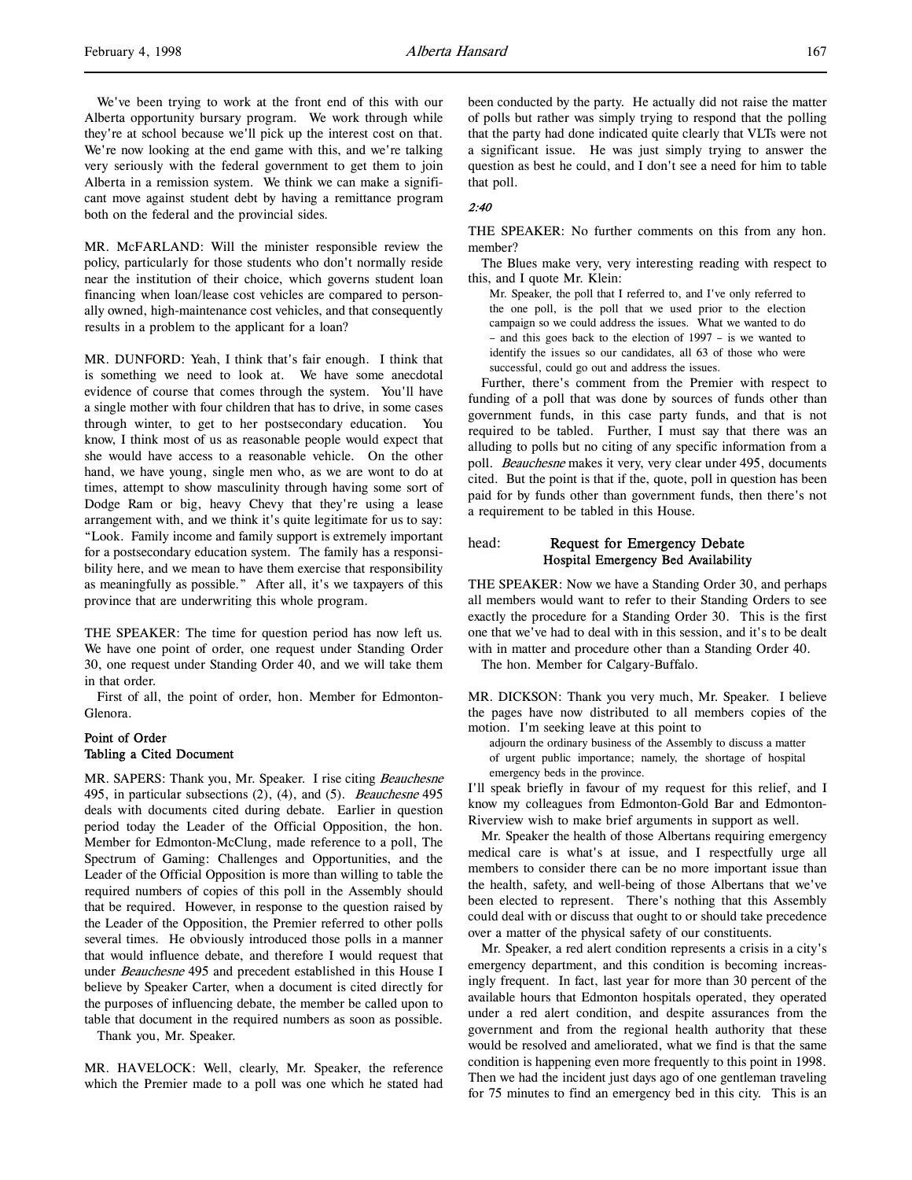We've been trying to work at the front end of this with our Alberta opportunity bursary program. We work through while they're at school because we'll pick up the interest cost on that. We're now looking at the end game with this, and we're talking very seriously with the federal government to get them to join Alberta in a remission system. We think we can make a significant move against student debt by having a remittance program both on the federal and the provincial sides.

MR. McFARLAND: Will the minister responsible review the policy, particularly for those students who don't normally reside near the institution of their choice, which governs student loan financing when loan/lease cost vehicles are compared to personally owned, high-maintenance cost vehicles, and that consequently results in a problem to the applicant for a loan?

MR. DUNFORD: Yeah, I think that's fair enough. I think that is something we need to look at. We have some anecdotal evidence of course that comes through the system. You'll have a single mother with four children that has to drive, in some cases through winter, to get to her postsecondary education. You know, I think most of us as reasonable people would expect that she would have access to a reasonable vehicle. On the other hand, we have young, single men who, as we are wont to do at times, attempt to show masculinity through having some sort of Dodge Ram or big, heavy Chevy that they're using a lease arrangement with, and we think it's quite legitimate for us to say: "Look. Family income and family support is extremely important for a postsecondary education system. The family has a responsibility here, and we mean to have them exercise that responsibility as meaningfully as possible." After all, it's we taxpayers of this province that are underwriting this whole program.

THE SPEAKER: The time for question period has now left us. We have one point of order, one request under Standing Order 30, one request under Standing Order 40, and we will take them in that order.

First of all, the point of order, hon. Member for Edmonton-Glenora.

### Point of Order
### Tabling a Cited Document

MR. SAPERS: Thank you, Mr. Speaker. I rise citing *Beauchesne* 495, in particular subsections (2), (4), and (5). *Beauchesne* 495 deals with documents cited during debate. Earlier in question period today the Leader of the Official Opposition, the hon. Member for Edmonton-McClung, made reference to a poll, The Spectrum of Gaming: Challenges and Opportunities, and the Leader of the Official Opposition is more than willing to table the required numbers of copies of this poll in the Assembly should that be required. However, in response to the question raised by the Leader of the Opposition, the Premier referred to other polls several times. He obviously introduced those polls in a manner that would influence debate, and therefore I would request that under *Beauchesne* 495 and precedent established in this House I believe by Speaker Carter, when a document is cited directly for the purposes of influencing debate, the member be called upon to table that document in the required numbers as soon as possible.

Thank you, Mr. Speaker.

MR. HAVELOCK: Well, clearly, Mr. Speaker, the reference which the Premier made to a poll was one which he stated had been conducted by the party. He actually did not raise the matter of polls but rather was simply trying to respond that the polling that the party had done indicated quite clearly that VLTs were not a significant issue. He was just simply trying to answer the question as best he could, and I don't see a need for him to table that poll.

*2:40*

THE SPEAKER: No further comments on this from any hon. member?

The Blues make very, very interesting reading with respect to this, and I quote Mr. Klein:

> Mr. Speaker, the poll that I referred to, and I've only referred to the one poll, is the poll that we used prior to the election campaign so we could address the issues. What we wanted to do – and this goes back to the election of 1997 – is we wanted to identify the issues so our candidates, all 63 of those who were successful, could go out and address the issues.

Further, there's comment from the Premier with respect to funding of a poll that was done by sources of funds other than government funds, in this case party funds, and that is not required to be tabled. Further, I must say that there was an alluding to polls but no citing of any specific information from a poll. *Beauchesne* makes it very, very clear under 495, documents cited. But the point is that if the, quote, poll in question has been paid for by funds other than government funds, then there's not a requirement to be tabled in this House.

## head: Request for Emergency Debate
### Hospital Emergency Bed Availability

THE SPEAKER: Now we have a Standing Order 30, and perhaps all members would want to refer to their Standing Orders to see exactly the procedure for a Standing Order 30. This is the first one that we've had to deal with in this session, and it's to be dealt with in matter and procedure other than a Standing Order 40.

The hon. Member for Calgary-Buffalo.

MR. DICKSON: Thank you very much, Mr. Speaker. I believe the pages have now distributed to all members copies of the motion. I'm seeking leave at this point to

> adjourn the ordinary business of the Assembly to discuss a matter of urgent public importance; namely, the shortage of hospital emergency beds in the province.

I'll speak briefly in favour of my request for this relief, and I know my colleagues from Edmonton-Gold Bar and Edmonton-Riverview wish to make brief arguments in support as well.

Mr. Speaker the health of those Albertans requiring emergency medical care is what's at issue, and I respectfully urge all members to consider there can be no more important issue than the health, safety, and well-being of those Albertans that we've been elected to represent. There's nothing that this Assembly could deal with or discuss that ought to or should take precedence over a matter of the physical safety of our constituents.

Mr. Speaker, a red alert condition represents a crisis in a city's emergency department, and this condition is becoming increasingly frequent. In fact, last year for more than 30 percent of the available hours that Edmonton hospitals operated, they operated under a red alert condition, and despite assurances from the government and from the regional health authority that these would be resolved and ameliorated, what we find is that the same condition is happening even more frequently to this point in 1998. Then we had the incident just days ago of one gentleman traveling for 75 minutes to find an emergency bed in this city. This is an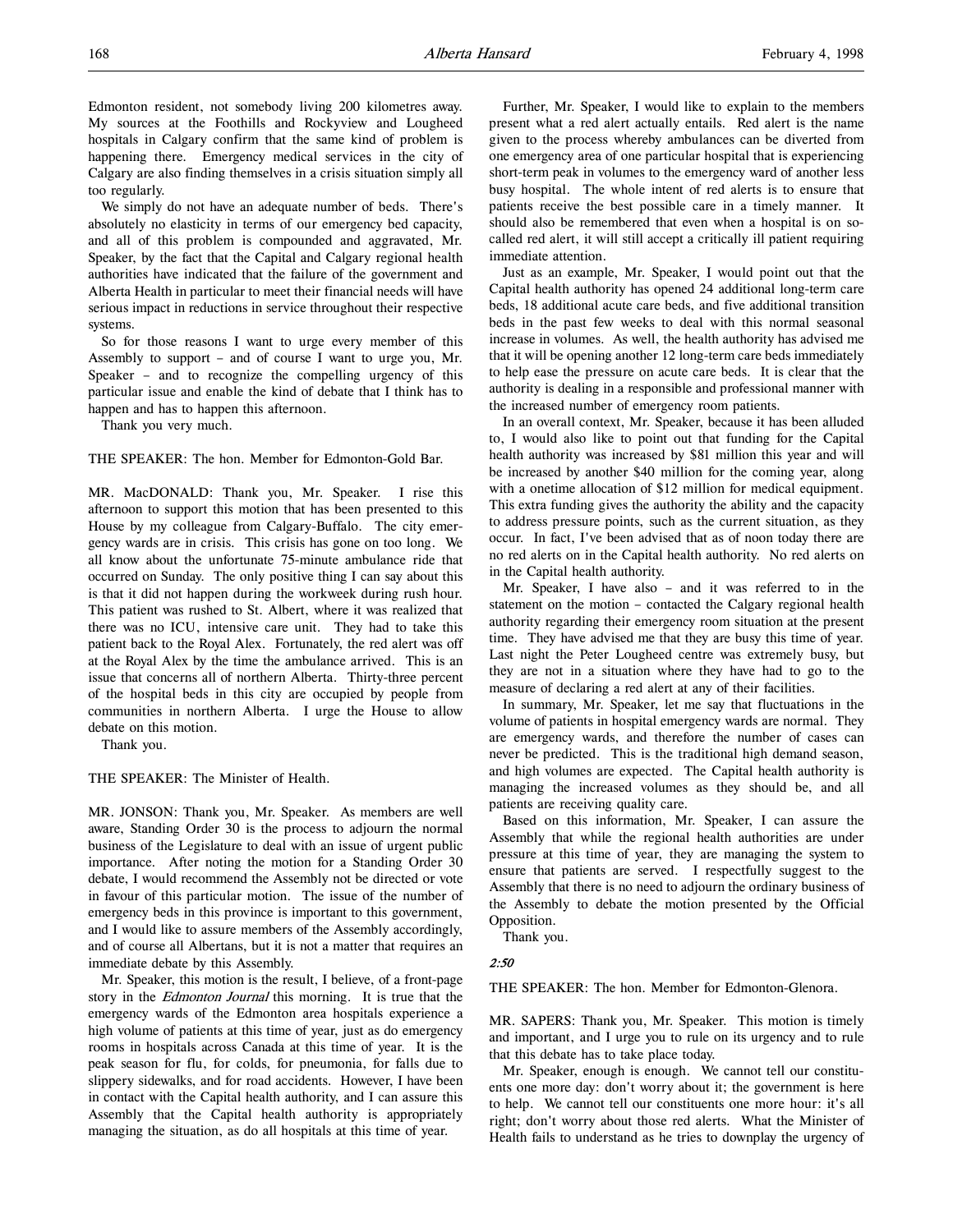Edmonton resident, not somebody living 200 kilometres away. My sources at the Foothills and Rockyview and Lougheed hospitals in Calgary confirm that the same kind of problem is happening there. Emergency medical services in the city of Calgary are also finding themselves in a crisis situation simply all too regularly.

We simply do not have an adequate number of beds. There's absolutely no elasticity in terms of our emergency bed capacity, and all of this problem is compounded and aggravated, Mr. Speaker, by the fact that the Capital and Calgary regional health authorities have indicated that the failure of the government and Alberta Health in particular to meet their financial needs will have serious impact in reductions in service throughout their respective systems.

So for those reasons I want to urge every member of this Assembly to support – and of course I want to urge you, Mr. Speaker – and to recognize the compelling urgency of this particular issue and enable the kind of debate that I think has to happen and has to happen this afternoon.

Thank you very much.

THE SPEAKER: The hon. Member for Edmonton-Gold Bar.

MR. MacDONALD: Thank you, Mr. Speaker. I rise this afternoon to support this motion that has been presented to this House by my colleague from Calgary-Buffalo. The city emergency wards are in crisis. This crisis has gone on too long. We all know about the unfortunate 75-minute ambulance ride that occurred on Sunday. The only positive thing I can say about this is that it did not happen during the workweek during rush hour. This patient was rushed to St. Albert, where it was realized that there was no ICU, intensive care unit. They had to take this patient back to the Royal Alex. Fortunately, the red alert was off at the Royal Alex by the time the ambulance arrived. This is an issue that concerns all of northern Alberta. Thirty-three percent of the hospital beds in this city are occupied by people from communities in northern Alberta. I urge the House to allow debate on this motion.

Thank you.

THE SPEAKER: The Minister of Health.

MR. JONSON: Thank you, Mr. Speaker. As members are well aware, Standing Order 30 is the process to adjourn the normal business of the Legislature to deal with an issue of urgent public importance. After noting the motion for a Standing Order 30 debate, I would recommend the Assembly not be directed or vote in favour of this particular motion. The issue of the number of emergency beds in this province is important to this government, and I would like to assure members of the Assembly accordingly, and of course all Albertans, but it is not a matter that requires an immediate debate by this Assembly.

Mr. Speaker, this motion is the result, I believe, of a front-page story in the *Edmonton Journal* this morning. It is true that the emergency wards of the Edmonton area hospitals experience a high volume of patients at this time of year, just as do emergency rooms in hospitals across Canada at this time of year. It is the peak season for flu, for colds, for pneumonia, for falls due to slippery sidewalks, and for road accidents. However, I have been in contact with the Capital health authority, and I can assure this Assembly that the Capital health authority is appropriately managing the situation, as do all hospitals at this time of year.

Further, Mr. Speaker, I would like to explain to the members present what a red alert actually entails. Red alert is the name given to the process whereby ambulances can be diverted from one emergency area of one particular hospital that is experiencing short-term peak in volumes to the emergency ward of another less busy hospital. The whole intent of red alerts is to ensure that patients receive the best possible care in a timely manner. It should also be remembered that even when a hospital is on so-called red alert, it will still accept a critically ill patient requiring immediate attention.

Just as an example, Mr. Speaker, I would point out that the Capital health authority has opened 24 additional long-term care beds, 18 additional acute care beds, and five additional transition beds in the past few weeks to deal with this normal seasonal increase in volumes. As well, the health authority has advised me that it will be opening another 12 long-term care beds immediately to help ease the pressure on acute care beds. It is clear that the authority is dealing in a responsible and professional manner with the increased number of emergency room patients.

In an overall context, Mr. Speaker, because it has been alluded to, I would also like to point out that funding for the Capital health authority was increased by $81 million this year and will be increased by another $40 million for the coming year, along with a onetime allocation of $12 million for medical equipment. This extra funding gives the authority the ability and the capacity to address pressure points, such as the current situation, as they occur. In fact, I've been advised that as of noon today there are no red alerts on in the Capital health authority. No red alerts on in the Capital health authority.

Mr. Speaker, I have also – and it was referred to in the statement on the motion – contacted the Calgary regional health authority regarding their emergency room situation at the present time. They have advised me that they are busy this time of year. Last night the Peter Lougheed centre was extremely busy, but they are not in a situation where they have had to go to the measure of declaring a red alert at any of their facilities.

In summary, Mr. Speaker, let me say that fluctuations in the volume of patients in hospital emergency wards are normal. They are emergency wards, and therefore the number of cases can never be predicted. This is the traditional high demand season, and high volumes are expected. The Capital health authority is managing the increased volumes as they should be, and all patients are receiving quality care.

Based on this information, Mr. Speaker, I can assure the Assembly that while the regional health authorities are under pressure at this time of year, they are managing the system to ensure that patients are served. I respectfully suggest to the Assembly that there is no need to adjourn the ordinary business of the Assembly to debate the motion presented by the Official Opposition.

Thank you.

*2:50*

THE SPEAKER: The hon. Member for Edmonton-Glenora.

MR. SAPERS: Thank you, Mr. Speaker. This motion is timely and important, and I urge you to rule on its urgency and to rule that this debate has to take place today.

Mr. Speaker, enough is enough. We cannot tell our constituents one more day: don't worry about it; the government is here to help. We cannot tell our constituents one more hour: it's all right; don't worry about those red alerts. What the Minister of Health fails to understand as he tries to downplay the urgency of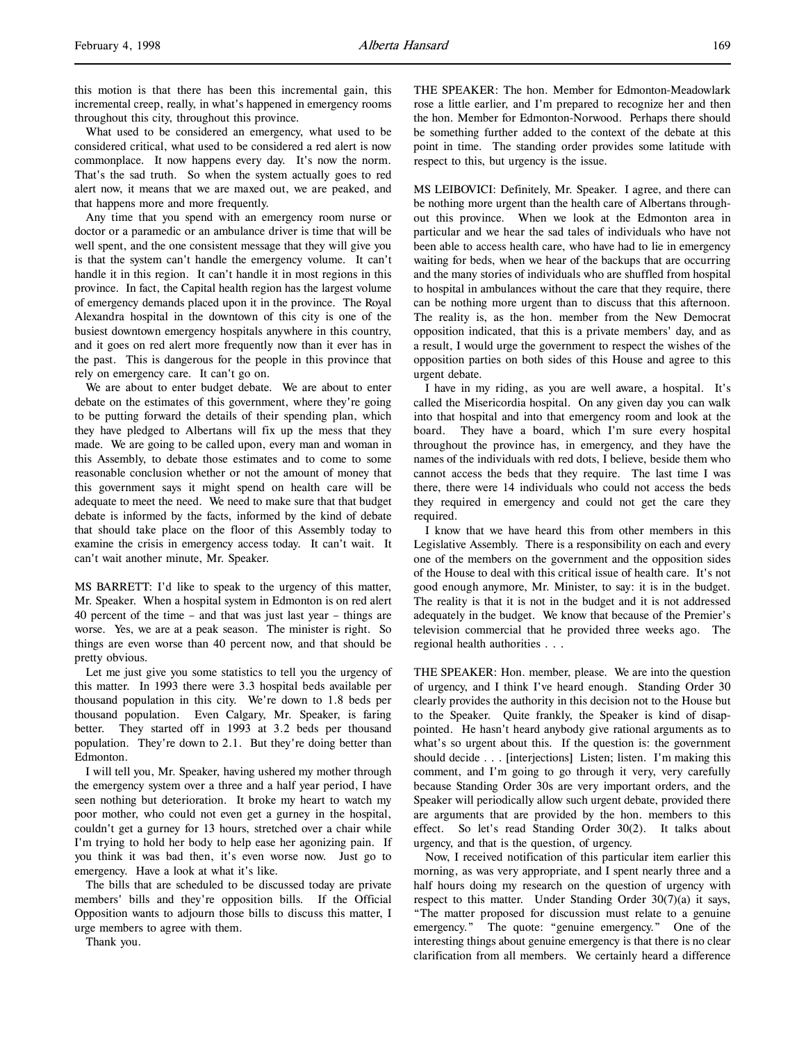this motion is that there has been this incremental gain, this incremental creep, really, in what's happened in emergency rooms throughout this city, throughout this province.

What used to be considered an emergency, what used to be considered critical, what used to be considered a red alert is now commonplace. It now happens every day. It's now the norm. That's the sad truth. So when the system actually goes to red alert now, it means that we are maxed out, we are peaked, and that happens more and more frequently.

Any time that you spend with an emergency room nurse or doctor or a paramedic or an ambulance driver is time that will be well spent, and the one consistent message that they will give you is that the system can't handle the emergency volume. It can't handle it in this region. It can't handle it in most regions in this province. In fact, the Capital health region has the largest volume of emergency demands placed upon it in the province. The Royal Alexandra hospital in the downtown of this city is one of the busiest downtown emergency hospitals anywhere in this country, and it goes on red alert more frequently now than it ever has in the past. This is dangerous for the people in this province that rely on emergency care. It can't go on.

We are about to enter budget debate. We are about to enter debate on the estimates of this government, where they're going to be putting forward the details of their spending plan, which they have pledged to Albertans will fix up the mess that they made. We are going to be called upon, every man and woman in this Assembly, to debate those estimates and to come to some reasonable conclusion whether or not the amount of money that this government says it might spend on health care will be adequate to meet the need. We need to make sure that that budget debate is informed by the facts, informed by the kind of debate that should take place on the floor of this Assembly today to examine the crisis in emergency access today. It can't wait. It can't wait another minute, Mr. Speaker.

MS BARRETT: I'd like to speak to the urgency of this matter, Mr. Speaker. When a hospital system in Edmonton is on red alert 40 percent of the time – and that was just last year – things are worse. Yes, we are at a peak season. The minister is right. So things are even worse than 40 percent now, and that should be pretty obvious.

Let me just give you some statistics to tell you the urgency of this matter. In 1993 there were 3.3 hospital beds available per thousand population in this city. We're down to 1.8 beds per thousand population. Even Calgary, Mr. Speaker, is faring better. They started off in 1993 at 3.2 beds per thousand population. They're down to 2.1. But they're doing better than Edmonton.

I will tell you, Mr. Speaker, having ushered my mother through the emergency system over a three and a half year period, I have seen nothing but deterioration. It broke my heart to watch my poor mother, who could not even get a gurney in the hospital, couldn't get a gurney for 13 hours, stretched over a chair while I'm trying to hold her body to help ease her agonizing pain. If you think it was bad then, it's even worse now. Just go to emergency. Have a look at what it's like.

The bills that are scheduled to be discussed today are private members' bills and they're opposition bills. If the Official Opposition wants to adjourn those bills to discuss this matter, I urge members to agree with them.

Thank you.

THE SPEAKER: The hon. Member for Edmonton-Meadowlark rose a little earlier, and I'm prepared to recognize her and then the hon. Member for Edmonton-Norwood. Perhaps there should be something further added to the context of the debate at this point in time. The standing order provides some latitude with respect to this, but urgency is the issue.

MS LEIBOVICI: Definitely, Mr. Speaker. I agree, and there can be nothing more urgent than the health care of Albertans throughout this province. When we look at the Edmonton area in particular and we hear the sad tales of individuals who have not been able to access health care, who have had to lie in emergency waiting for beds, when we hear of the backups that are occurring and the many stories of individuals who are shuffled from hospital to hospital in ambulances without the care that they require, there can be nothing more urgent than to discuss that this afternoon. The reality is, as the hon. member from the New Democrat opposition indicated, that this is a private members' day, and as a result, I would urge the government to respect the wishes of the opposition parties on both sides of this House and agree to this urgent debate.

I have in my riding, as you are well aware, a hospital. It's called the Misericordia hospital. On any given day you can walk into that hospital and into that emergency room and look at the board. They have a board, which I'm sure every hospital throughout the province has, in emergency, and they have the names of the individuals with red dots, I believe, beside them who cannot access the beds that they require. The last time I was there, there were 14 individuals who could not access the beds they required in emergency and could not get the care they required.

I know that we have heard this from other members in this Legislative Assembly. There is a responsibility on each and every one of the members on the government and the opposition sides of the House to deal with this critical issue of health care. It's not good enough anymore, Mr. Minister, to say: it is in the budget. The reality is that it is not in the budget and it is not addressed adequately in the budget. We know that because of the Premier's television commercial that he provided three weeks ago. The regional health authorities . . .

THE SPEAKER: Hon. member, please. We are into the question of urgency, and I think I've heard enough. Standing Order 30 clearly provides the authority in this decision not to the House but to the Speaker. Quite frankly, the Speaker is kind of disappointed. He hasn't heard anybody give rational arguments as to what's so urgent about this. If the question is: the government should decide . . . [interjections] Listen; listen. I'm making this comment, and I'm going to go through it very, very carefully because Standing Order 30s are very important orders, and the Speaker will periodically allow such urgent debate, provided there are arguments that are provided by the hon. members to this effect. So let's read Standing Order 30(2). It talks about urgency, and that is the question, of urgency.

Now, I received notification of this particular item earlier this morning, as was very appropriate, and I spent nearly three and a half hours doing my research on the question of urgency with respect to this matter. Under Standing Order 30(7)(a) it says, "The matter proposed for discussion must relate to a genuine emergency." The quote: "genuine emergency." One of the interesting things about genuine emergency is that there is no clear clarification from all members. We certainly heard a difference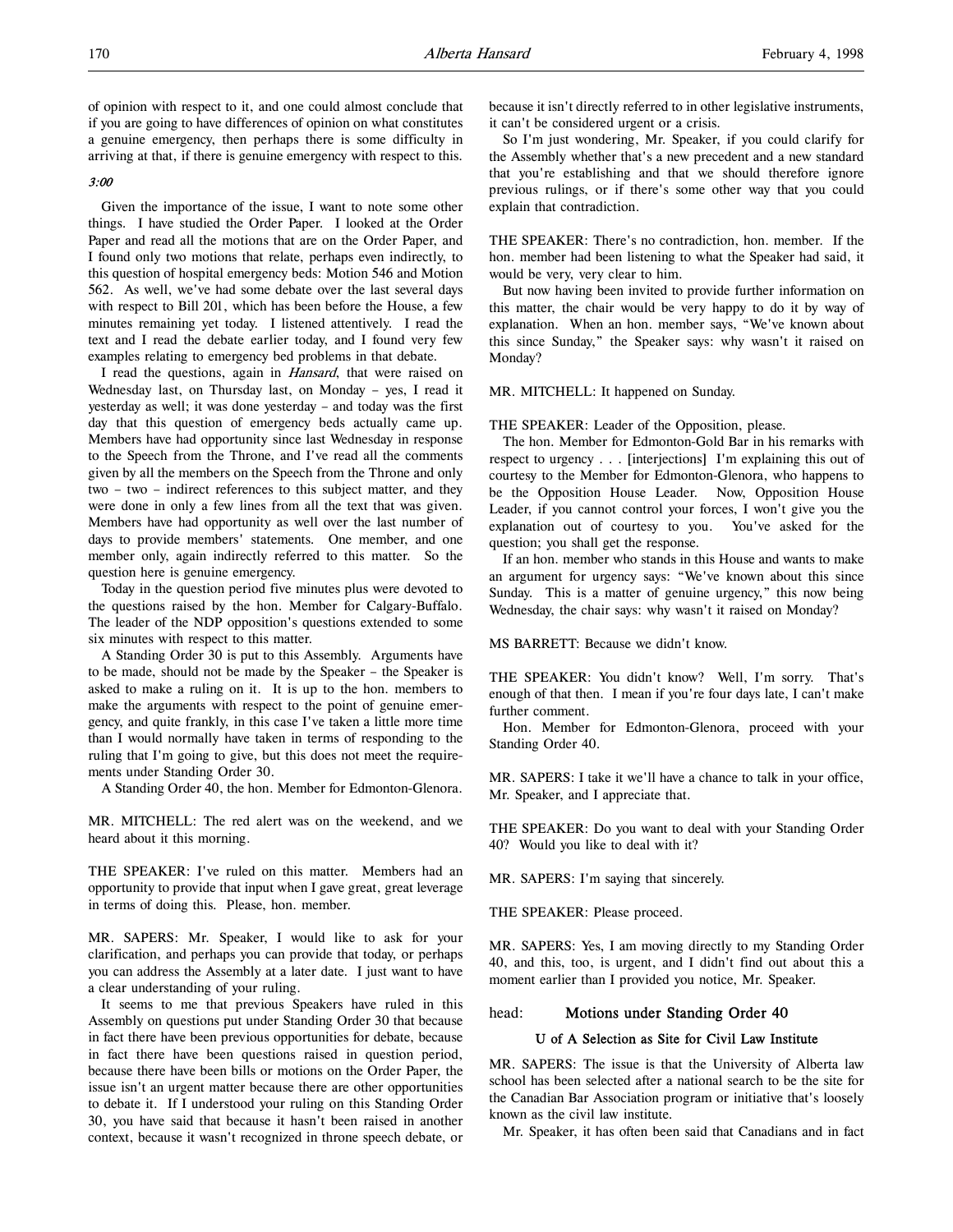of opinion with respect to it, and one could almost conclude that if you are going to have differences of opinion on what constitutes a genuine emergency, then perhaps there is some difficulty in arriving at that, if there is genuine emergency with respect to this.

*3:00*

Given the importance of the issue, I want to note some other things. I have studied the Order Paper. I looked at the Order Paper and read all the motions that are on the Order Paper, and I found only two motions that relate, perhaps even indirectly, to this question of hospital emergency beds: Motion 546 and Motion 562. As well, we've had some debate over the last several days with respect to Bill 201, which has been before the House, a few minutes remaining yet today. I listened attentively. I read the text and I read the debate earlier today, and I found very few examples relating to emergency bed problems in that debate.

I read the questions, again in *Hansard*, that were raised on Wednesday last, on Thursday last, on Monday – yes, I read it yesterday as well; it was done yesterday – and today was the first day that this question of emergency beds actually came up. Members have had opportunity since last Wednesday in response to the Speech from the Throne, and I've read all the comments given by all the members on the Speech from the Throne and only two – two – indirect references to this subject matter, and they were done in only a few lines from all the text that was given. Members have had opportunity as well over the last number of days to provide members' statements. One member, and one member only, again indirectly referred to this matter. So the question here is genuine emergency.

Today in the question period five minutes plus were devoted to the questions raised by the hon. Member for Calgary-Buffalo. The leader of the NDP opposition's questions extended to some six minutes with respect to this matter.

A Standing Order 30 is put to this Assembly. Arguments have to be made, should not be made by the Speaker – the Speaker is asked to make a ruling on it. It is up to the hon. members to make the arguments with respect to the point of genuine emergency, and quite frankly, in this case I've taken a little more time than I would normally have taken in terms of responding to the ruling that I'm going to give, but this does not meet the requirements under Standing Order 30.

A Standing Order 40, the hon. Member for Edmonton-Glenora.

MR. MITCHELL: The red alert was on the weekend, and we heard about it this morning.

THE SPEAKER: I've ruled on this matter. Members had an opportunity to provide that input when I gave great, great leverage in terms of doing this. Please, hon. member.

MR. SAPERS: Mr. Speaker, I would like to ask for your clarification, and perhaps you can provide that today, or perhaps you can address the Assembly at a later date. I just want to have a clear understanding of your ruling.

It seems to me that previous Speakers have ruled in this Assembly on questions put under Standing Order 30 that because in fact there have been previous opportunities for debate, because in fact there have been questions raised in question period, because there have been bills or motions on the Order Paper, the issue isn't an urgent matter because there are other opportunities to debate it. If I understood your ruling on this Standing Order 30, you have said that because it hasn't been raised in another context, because it wasn't recognized in throne speech debate, or because it isn't directly referred to in other legislative instruments, it can't be considered urgent or a crisis.

So I'm just wondering, Mr. Speaker, if you could clarify for the Assembly whether that's a new precedent and a new standard that you're establishing and that we should therefore ignore previous rulings, or if there's some other way that you could explain that contradiction.

THE SPEAKER: There's no contradiction, hon. member. If the hon. member had been listening to what the Speaker had said, it would be very, very clear to him.

But now having been invited to provide further information on this matter, the chair would be very happy to do it by way of explanation. When an hon. member says, "We've known about this since Sunday," the Speaker says: why wasn't it raised on Monday?

MR. MITCHELL: It happened on Sunday.

THE SPEAKER: Leader of the Opposition, please.

The hon. Member for Edmonton-Gold Bar in his remarks with respect to urgency . . . [interjections] I'm explaining this out of courtesy to the Member for Edmonton-Glenora, who happens to be the Opposition House Leader. Now, Opposition House Leader, if you cannot control your forces, I won't give you the explanation out of courtesy to you. You've asked for the question; you shall get the response.

If an hon. member who stands in this House and wants to make an argument for urgency says: "We've known about this since Sunday. This is a matter of genuine urgency," this now being Wednesday, the chair says: why wasn't it raised on Monday?

MS BARRETT: Because we didn't know.

THE SPEAKER: You didn't know? Well, I'm sorry. That's enough of that then. I mean if you're four days late, I can't make further comment.

Hon. Member for Edmonton-Glenora, proceed with your Standing Order 40.

MR. SAPERS: I take it we'll have a chance to talk in your office, Mr. Speaker, and I appreciate that.

THE SPEAKER: Do you want to deal with your Standing Order 40? Would you like to deal with it?

MR. SAPERS: I'm saying that sincerely.

THE SPEAKER: Please proceed.

MR. SAPERS: Yes, I am moving directly to my Standing Order 40, and this, too, is urgent, and I didn't find out about this a moment earlier than I provided you notice, Mr. Speaker.

## head: Motions under Standing Order 40

### U of A Selection as Site for Civil Law Institute

MR. SAPERS: The issue is that the University of Alberta law school has been selected after a national search to be the site for the Canadian Bar Association program or initiative that's loosely known as the civil law institute.

Mr. Speaker, it has often been said that Canadians and in fact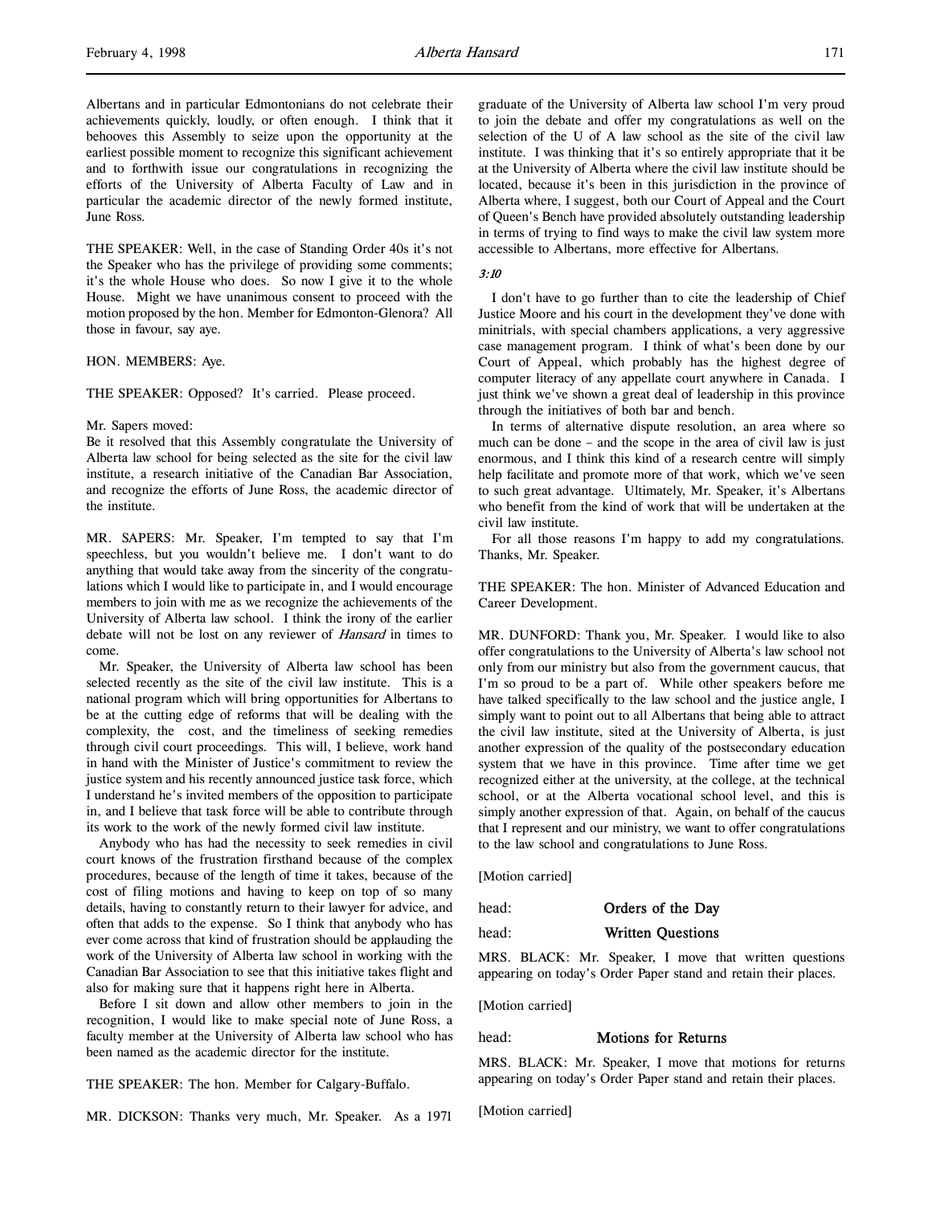Albertans and in particular Edmontonians do not celebrate their achievements quickly, loudly, or often enough. I think that it behooves this Assembly to seize upon the opportunity at the earliest possible moment to recognize this significant achievement and to forthwith issue our congratulations in recognizing the efforts of the University of Alberta Faculty of Law and in particular the academic director of the newly formed institute, June Ross.

THE SPEAKER: Well, in the case of Standing Order 40s it's not the Speaker who has the privilege of providing some comments; it's the whole House who does. So now I give it to the whole House. Might we have unanimous consent to proceed with the motion proposed by the hon. Member for Edmonton-Glenora? All those in favour, say aye.

HON. MEMBERS: Aye.

THE SPEAKER: Opposed? It's carried. Please proceed.

Mr. Sapers moved:
Be it resolved that this Assembly congratulate the University of Alberta law school for being selected as the site for the civil law institute, a research initiative of the Canadian Bar Association, and recognize the efforts of June Ross, the academic director of the institute.

MR. SAPERS: Mr. Speaker, I'm tempted to say that I'm speechless, but you wouldn't believe me. I don't want to do anything that would take away from the sincerity of the congratulations which I would like to participate in, and I would encourage members to join with me as we recognize the achievements of the University of Alberta law school. I think the irony of the earlier debate will not be lost on any reviewer of *Hansard* in times to come.

Mr. Speaker, the University of Alberta law school has been selected recently as the site of the civil law institute. This is a national program which will bring opportunities for Albertans to be at the cutting edge of reforms that will be dealing with the complexity, the cost, and the timeliness of seeking remedies through civil court proceedings. This will, I believe, work hand in hand with the Minister of Justice's commitment to review the justice system and his recently announced justice task force, which I understand he's invited members of the opposition to participate in, and I believe that task force will be able to contribute through its work to the work of the newly formed civil law institute.

Anybody who has had the necessity to seek remedies in civil court knows of the frustration firsthand because of the complex procedures, because of the length of time it takes, because of the cost of filing motions and having to keep on top of so many details, having to constantly return to their lawyer for advice, and often that adds to the expense. So I think that anybody who has ever come across that kind of frustration should be applauding the work of the University of Alberta law school in working with the Canadian Bar Association to see that this initiative takes flight and also for making sure that it happens right here in Alberta.

Before I sit down and allow other members to join in the recognition, I would like to make special note of June Ross, a faculty member at the University of Alberta law school who has been named as the academic director for the institute.

THE SPEAKER: The hon. Member for Calgary-Buffalo.

MR. DICKSON: Thanks very much, Mr. Speaker. As a 1971 graduate of the University of Alberta law school I'm very proud to join the debate and offer my congratulations as well on the selection of the U of A law school as the site of the civil law institute. I was thinking that it's so entirely appropriate that it be at the University of Alberta where the civil law institute should be located, because it's been in this jurisdiction in the province of Alberta where, I suggest, both our Court of Appeal and the Court of Queen's Bench have provided absolutely outstanding leadership in terms of trying to find ways to make the civil law system more accessible to Albertans, more effective for Albertans.

*3:10*

I don't have to go further than to cite the leadership of Chief Justice Moore and his court in the development they've done with minitrials, with special chambers applications, a very aggressive case management program. I think of what's been done by our Court of Appeal, which probably has the highest degree of computer literacy of any appellate court anywhere in Canada. I just think we've shown a great deal of leadership in this province through the initiatives of both bar and bench.

In terms of alternative dispute resolution, an area where so much can be done – and the scope in the area of civil law is just enormous, and I think this kind of a research centre will simply help facilitate and promote more of that work, which we've seen to such great advantage. Ultimately, Mr. Speaker, it's Albertans who benefit from the kind of work that will be undertaken at the civil law institute.

For all those reasons I'm happy to add my congratulations. Thanks, Mr. Speaker.

THE SPEAKER: The hon. Minister of Advanced Education and Career Development.

MR. DUNFORD: Thank you, Mr. Speaker. I would like to also offer congratulations to the University of Alberta's law school not only from our ministry but also from the government caucus, that I'm so proud to be a part of. While other speakers before me have talked specifically to the law school and the justice angle, I simply want to point out to all Albertans that being able to attract the civil law institute, sited at the University of Alberta, is just another expression of the quality of the postsecondary education system that we have in this province. Time after time we get recognized either at the university, at the college, at the technical school, or at the Alberta vocational school level, and this is simply another expression of that. Again, on behalf of the caucus that I represent and our ministry, we want to offer congratulations to the law school and congratulations to June Ross.

[Motion carried]

head: **Orders of the Day**

head: **Written Questions**

MRS. BLACK: Mr. Speaker, I move that written questions appearing on today's Order Paper stand and retain their places.

[Motion carried]

head: **Motions for Returns**

MRS. BLACK: Mr. Speaker, I move that motions for returns appearing on today's Order Paper stand and retain their places.

[Motion carried]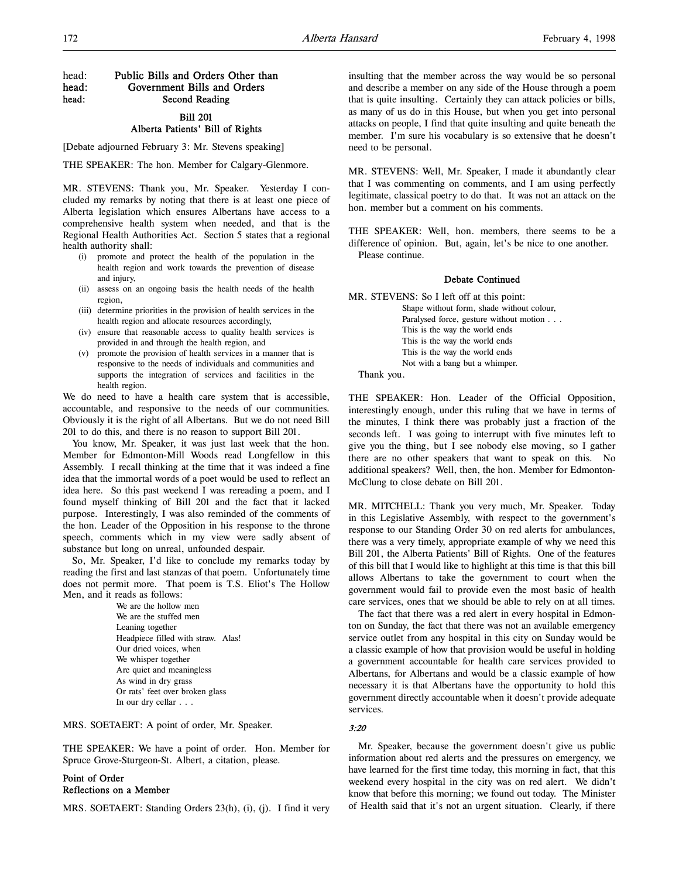head: **Public Bills and Orders Other than**
head: **Government Bills and Orders**
head: **Second Reading**

### Bill 201
### Alberta Patients' Bill of Rights

[Debate adjourned February 3: Mr. Stevens speaking]

THE SPEAKER: The hon. Member for Calgary-Glenmore.

MR. STEVENS: Thank you, Mr. Speaker. Yesterday I concluded my remarks by noting that there is at least one piece of Alberta legislation which ensures Albertans have access to a comprehensive health system when needed, and that is the Regional Health Authorities Act. Section 5 states that a regional health authority shall:

- (i) promote and protect the health of the population in the health region and work towards the prevention of disease and injury,
- (ii) assess on an ongoing basis the health needs of the health region,
- (iii) determine priorities in the provision of health services in the health region and allocate resources accordingly,
- (iv) ensure that reasonable access to quality health services is provided in and through the health region, and
- (v) promote the provision of health services in a manner that is responsive to the needs of individuals and communities and supports the integration of services and facilities in the health region.

We do need to have a health care system that is accessible, accountable, and responsive to the needs of our communities. Obviously it is the right of all Albertans. But we do not need Bill 201 to do this, and there is no reason to support Bill 201.

You know, Mr. Speaker, it was just last week that the hon. Member for Edmonton-Mill Woods read Longfellow in this Assembly. I recall thinking at the time that it was indeed a fine idea that the immortal words of a poet would be used to reflect an idea here. So this past weekend I was rereading a poem, and I found myself thinking of Bill 201 and the fact that it lacked purpose. Interestingly, I was also reminded of the comments of the hon. Leader of the Opposition in his response to the throne speech, comments which in my view were sadly absent of substance but long on unreal, unfounded despair.

So, Mr. Speaker, I'd like to conclude my remarks today by reading the first and last stanzas of that poem. Unfortunately time does not permit more. That poem is T.S. Eliot's The Hollow Men, and it reads as follows:

> We are the hollow men
> We are the stuffed men
> Leaning together
> Headpiece filled with straw. Alas!
> Our dried voices, when
> We whisper together
> Are quiet and meaningless
> As wind in dry grass
> Or rats' feet over broken glass
> In our dry cellar . . .

MRS. SOETAERT: A point of order, Mr. Speaker.

THE SPEAKER: We have a point of order. Hon. Member for Spruce Grove-Sturgeon-St. Albert, a citation, please.

#### Point of Order
#### Reflections on a Member

MRS. SOETAERT: Standing Orders 23(h), (i), (j). I find it very insulting that the member across the way would be so personal and describe a member on any side of the House through a poem that is quite insulting. Certainly they can attack policies or bills, as many of us do in this House, but when you get into personal attacks on people, I find that quite insulting and quite beneath the member. I'm sure his vocabulary is so extensive that he doesn't need to be personal.

MR. STEVENS: Well, Mr. Speaker, I made it abundantly clear that I was commenting on comments, and I am using perfectly legitimate, classical poetry to do that. It was not an attack on the hon. member but a comment on his comments.

THE SPEAKER: Well, hon. members, there seems to be a difference of opinion. But, again, let's be nice to one another. Please continue.

#### Debate Continued

MR. STEVENS: So I left off at this point:

> Shape without form, shade without colour,
> Paralysed force, gesture without motion . . .
> This is the way the world ends
> This is the way the world ends
> This is the way the world ends
> Not with a bang but a whimper.

Thank you.

THE SPEAKER: Hon. Leader of the Official Opposition, interestingly enough, under this ruling that we have in terms of the minutes, I think there was probably just a fraction of the seconds left. I was going to interrupt with five minutes left to give you the thing, but I see nobody else moving, so I gather there are no other speakers that want to speak on this. No additional speakers? Well, then, the hon. Member for Edmonton-McClung to close debate on Bill 201.

MR. MITCHELL: Thank you very much, Mr. Speaker. Today in this Legislative Assembly, with respect to the government's response to our Standing Order 30 on red alerts for ambulances, there was a very timely, appropriate example of why we need this Bill 201, the Alberta Patients' Bill of Rights. One of the features of this bill that I would like to highlight at this time is that this bill allows Albertans to take the government to court when the government would fail to provide even the most basic of health care services, ones that we should be able to rely on at all times.

The fact that there was a red alert in every hospital in Edmonton on Sunday, the fact that there was not an available emergency service outlet from any hospital in this city on Sunday would be a classic example of how that provision would be useful in holding a government accountable for health care services provided to Albertans, for Albertans and would be a classic example of how necessary it is that Albertans have the opportunity to hold this government directly accountable when it doesn't provide adequate services.

*3:20*

Mr. Speaker, because the government doesn't give us public information about red alerts and the pressures on emergency, we have learned for the first time today, this morning in fact, that this weekend every hospital in the city was on red alert. We didn't know that before this morning; we found out today. The Minister of Health said that it's not an urgent situation. Clearly, if there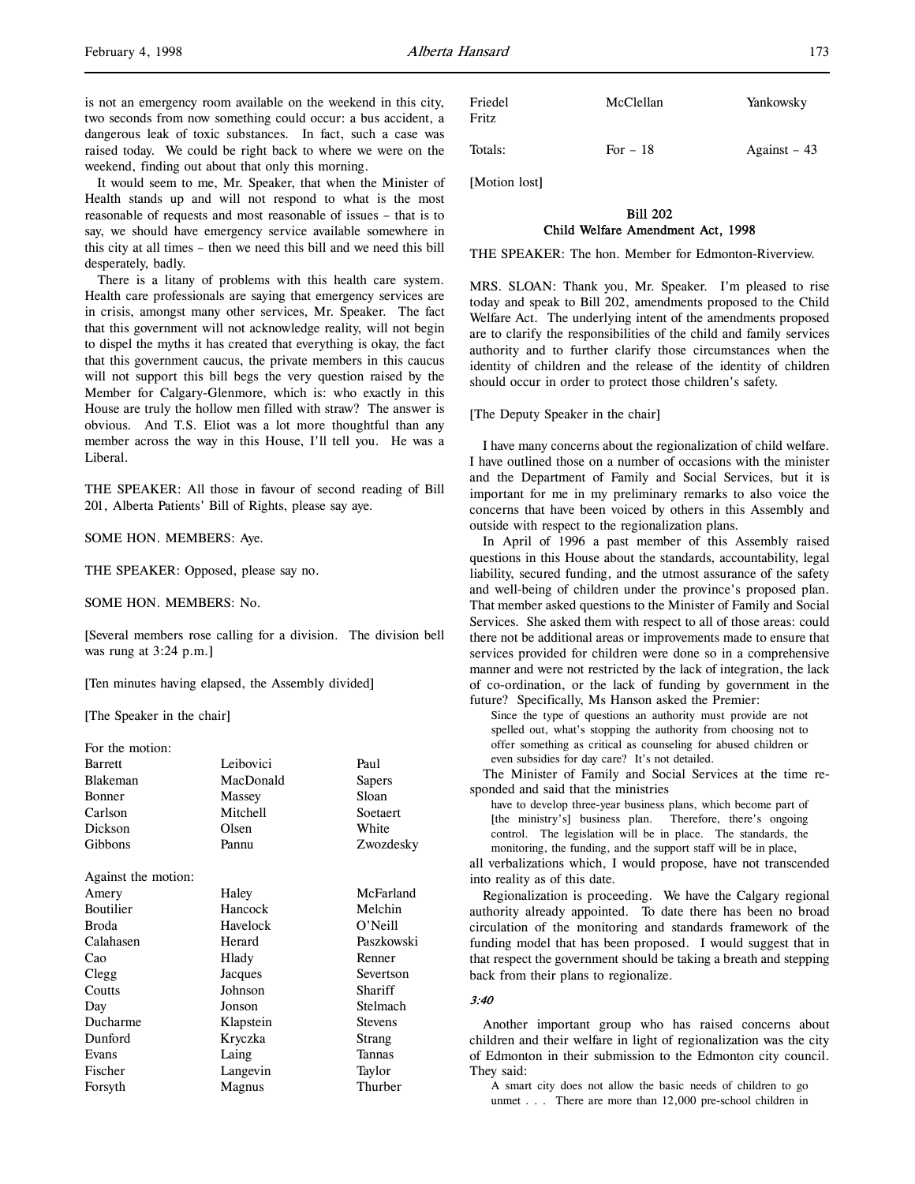is not an emergency room available on the weekend in this city, two seconds from now something could occur: a bus accident, a dangerous leak of toxic substances. In fact, such a case was raised today. We could be right back to where we were on the weekend, finding out about that only this morning.

It would seem to me, Mr. Speaker, that when the Minister of Health stands up and will not respond to what is the most reasonable of requests and most reasonable of issues – that is to say, we should have emergency service available somewhere in this city at all times – then we need this bill and we need this bill desperately, badly.

There is a litany of problems with this health care system. Health care professionals are saying that emergency services are in crisis, amongst many other services, Mr. Speaker. The fact that this government will not acknowledge reality, will not begin to dispel the myths it has created that everything is okay, the fact that this government caucus, the private members in this caucus will not support this bill begs the very question raised by the Member for Calgary-Glenmore, which is: who exactly in this House are truly the hollow men filled with straw? The answer is obvious. And T.S. Eliot was a lot more thoughtful than any member across the way in this House, I'll tell you. He was a Liberal.

THE SPEAKER: All those in favour of second reading of Bill 201, Alberta Patients' Bill of Rights, please say aye.

SOME HON. MEMBERS: Aye.

THE SPEAKER: Opposed, please say no.

SOME HON. MEMBERS: No.

[Several members rose calling for a division. The division bell was rung at 3:24 p.m.]

[Ten minutes having elapsed, the Assembly divided]

[The Speaker in the chair]

For the motion:

| | | |
|---|---|---|
| Barrett | Leibovici | Paul |
| Blakeman | MacDonald | Sapers |
| Bonner | Massey | Sloan |
| Carlson | Mitchell | Soetaert |
| Dickson | Olsen | White |
| Gibbons | Pannu | Zwozdesky |

Against the motion:

| | | |
|---|---|---|
| Amery | Haley | McFarland |
| Boutilier | Hancock | Melchin |
| Broda | Havelock | O'Neill |
| Calahasen | Herard | Paszkowski |
| Cao | Hlady | Renner |
| Clegg | Jacques | Severtson |
| Coutts | Johnson | Shariff |
| Day | Jonson | Stelmach |
| Ducharme | Klapstein | Stevens |
| Dunford | Kryczka | Strang |
| Evans | Laing | Tannas |
| Fischer | Langevin | Taylor |
| Forsyth | Magnus | Thurber |
| Friedel | McClellan | Yankowsky |
| Fritz | | |

Totals: For – 18 Against – 43

[Motion lost]

## Bill 202
## Child Welfare Amendment Act, 1998

THE SPEAKER: The hon. Member for Edmonton-Riverview.

MRS. SLOAN: Thank you, Mr. Speaker. I'm pleased to rise today and speak to Bill 202, amendments proposed to the Child Welfare Act. The underlying intent of the amendments proposed are to clarify the responsibilities of the child and family services authority and to further clarify those circumstances when the identity of children and the release of the identity of children should occur in order to protect those children's safety.

[The Deputy Speaker in the chair]

I have many concerns about the regionalization of child welfare. I have outlined those on a number of occasions with the minister and the Department of Family and Social Services, but it is important for me in my preliminary remarks to also voice the concerns that have been voiced by others in this Assembly and outside with respect to the regionalization plans.

In April of 1996 a past member of this Assembly raised questions in this House about the standards, accountability, legal liability, secured funding, and the utmost assurance of the safety and well-being of children under the province's proposed plan. That member asked questions to the Minister of Family and Social Services. She asked them with respect to all of those areas: could there not be additional areas or improvements made to ensure that services provided for children were done so in a comprehensive manner and were not restricted by the lack of integration, the lack of co-ordination, or the lack of funding by government in the future? Specifically, Ms Hanson asked the Premier:

> Since the type of questions an authority must provide are not spelled out, what's stopping the authority from choosing not to offer something as critical as counseling for abused children or even subsidies for day care? It's not detailed.

The Minister of Family and Social Services at the time responded and said that the ministries

> have to develop three-year business plans, which become part of [the ministry's] business plan. Therefore, there's ongoing control. The legislation will be in place. The standards, the monitoring, the funding, and the support staff will be in place,

all verbalizations which, I would propose, have not transcended into reality as of this date.

Regionalization is proceeding. We have the Calgary regional authority already appointed. To date there has been no broad circulation of the monitoring and standards framework of the funding model that has been proposed. I would suggest that in that respect the government should be taking a breath and stepping back from their plans to regionalize.

*3:40*

Another important group who has raised concerns about children and their welfare in light of regionalization was the city of Edmonton in their submission to the Edmonton city council. They said:

> A smart city does not allow the basic needs of children to go unmet . . . There are more than 12,000 pre-school children in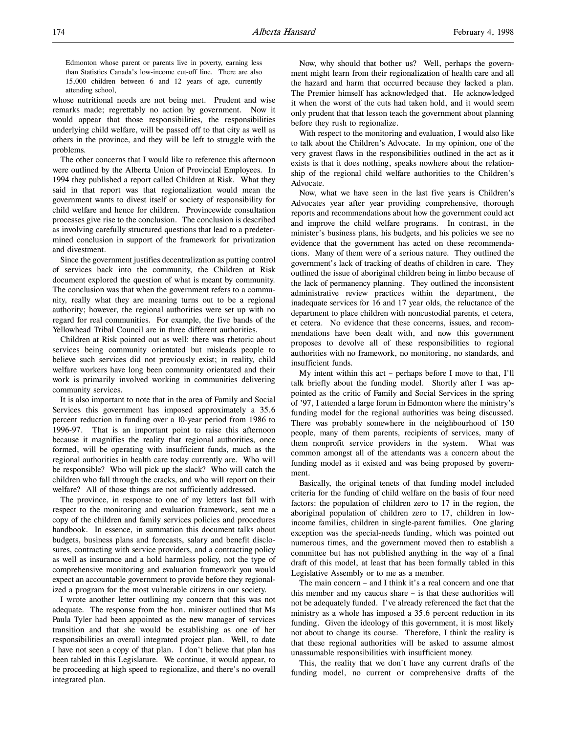> Edmonton whose parent or parents live in poverty, earning less than Statistics Canada's low-income cut-off line. There are also 15,000 children between 6 and 12 years of age, currently attending school,

whose nutritional needs are not being met. Prudent and wise remarks made; regrettably no action by government. Now it would appear that those responsibilities, the responsibilities underlying child welfare, will be passed off to that city as well as others in the province, and they will be left to struggle with the problems.

The other concerns that I would like to reference this afternoon were outlined by the Alberta Union of Provincial Employees. In 1994 they published a report called Children at Risk. What they said in that report was that regionalization would mean the government wants to divest itself or society of responsibility for child welfare and hence for children. Provincewide consultation processes give rise to the conclusion. The conclusion is described as involving carefully structured questions that lead to a predetermined conclusion in support of the framework for privatization and divestment.

Since the government justifies decentralization as putting control of services back into the community, the Children at Risk document explored the question of what is meant by community. The conclusion was that when the government refers to a community, really what they are meaning turns out to be a regional authority; however, the regional authorities were set up with no regard for real communities. For example, the five bands of the Yellowhead Tribal Council are in three different authorities.

Children at Risk pointed out as well: there was rhetoric about services being community orientated but misleads people to believe such services did not previously exist; in reality, child welfare workers have long been community orientated and their work is primarily involved working in communities delivering community services.

It is also important to note that in the area of Family and Social Services this government has imposed approximately a 35.6 percent reduction in funding over a 10-year period from 1986 to 1996-97. That is an important point to raise this afternoon because it magnifies the reality that regional authorities, once formed, will be operating with insufficient funds, much as the regional authorities in health care today currently are. Who will be responsible? Who will pick up the slack? Who will catch the children who fall through the cracks, and who will report on their welfare? All of those things are not sufficiently addressed.

The province, in response to one of my letters last fall with respect to the monitoring and evaluation framework, sent me a copy of the children and family services policies and procedures handbook. In essence, in summation this document talks about budgets, business plans and forecasts, salary and benefit disclosures, contracting with service providers, and a contracting policy as well as insurance and a hold harmless policy, not the type of comprehensive monitoring and evaluation framework you would expect an accountable government to provide before they regionalized a program for the most vulnerable citizens in our society.

I wrote another letter outlining my concern that this was not adequate. The response from the hon. minister outlined that Ms Paula Tyler had been appointed as the new manager of services transition and that she would be establishing as one of her responsibilities an overall integrated project plan. Well, to date I have not seen a copy of that plan. I don't believe that plan has been tabled in this Legislature. We continue, it would appear, to be proceeding at high speed to regionalize, and there's no overall integrated plan.

Now, why should that bother us? Well, perhaps the government might learn from their regionalization of health care and all the hazard and harm that occurred because they lacked a plan. The Premier himself has acknowledged that. He acknowledged it when the worst of the cuts had taken hold, and it would seem only prudent that that lesson teach the government about planning before they rush to regionalize.

With respect to the monitoring and evaluation, I would also like to talk about the Children's Advocate. In my opinion, one of the very gravest flaws in the responsibilities outlined in the act as it exists is that it does nothing, speaks nowhere about the relationship of the regional child welfare authorities to the Children's Advocate.

Now, what we have seen in the last five years is Children's Advocates year after year providing comprehensive, thorough reports and recommendations about how the government could act and improve the child welfare programs. In contrast, in the minister's business plans, his budgets, and his policies we see no evidence that the government has acted on these recommendations. Many of them were of a serious nature. They outlined the government's lack of tracking of deaths of children in care. They outlined the issue of aboriginal children being in limbo because of the lack of permanency planning. They outlined the inconsistent administrative review practices within the department, the inadequate services for 16 and 17 year olds, the reluctance of the department to place children with noncustodial parents, et cetera, et cetera. No evidence that these concerns, issues, and recommendations have been dealt with, and now this government proposes to devolve all of these responsibilities to regional authorities with no framework, no monitoring, no standards, and insufficient funds.

My intent within this act – perhaps before I move to that, I'll talk briefly about the funding model. Shortly after I was appointed as the critic of Family and Social Services in the spring of '97, I attended a large forum in Edmonton where the ministry's funding model for the regional authorities was being discussed. There was probably somewhere in the neighbourhood of 150 people, many of them parents, recipients of services, many of them nonprofit service providers in the system. What was common amongst all of the attendants was a concern about the funding model as it existed and was being proposed by government.

Basically, the original tenets of that funding model included criteria for the funding of child welfare on the basis of four need factors: the population of children zero to 17 in the region, the aboriginal population of children zero to 17, children in low-income families, children in single-parent families. One glaring exception was the special-needs funding, which was pointed out numerous times, and the government moved then to establish a committee but has not published anything in the way of a final draft of this model, at least that has been formally tabled in this Legislative Assembly or to me as a member.

The main concern – and I think it's a real concern and one that this member and my caucus share – is that these authorities will not be adequately funded. I've already referenced the fact that the ministry as a whole has imposed a 35.6 percent reduction in its funding. Given the ideology of this government, it is most likely not about to change its course. Therefore, I think the reality is that these regional authorities will be asked to assume almost unassumable responsibilities with insufficient money.

This, the reality that we don't have any current drafts of the funding model, no current or comprehensive drafts of the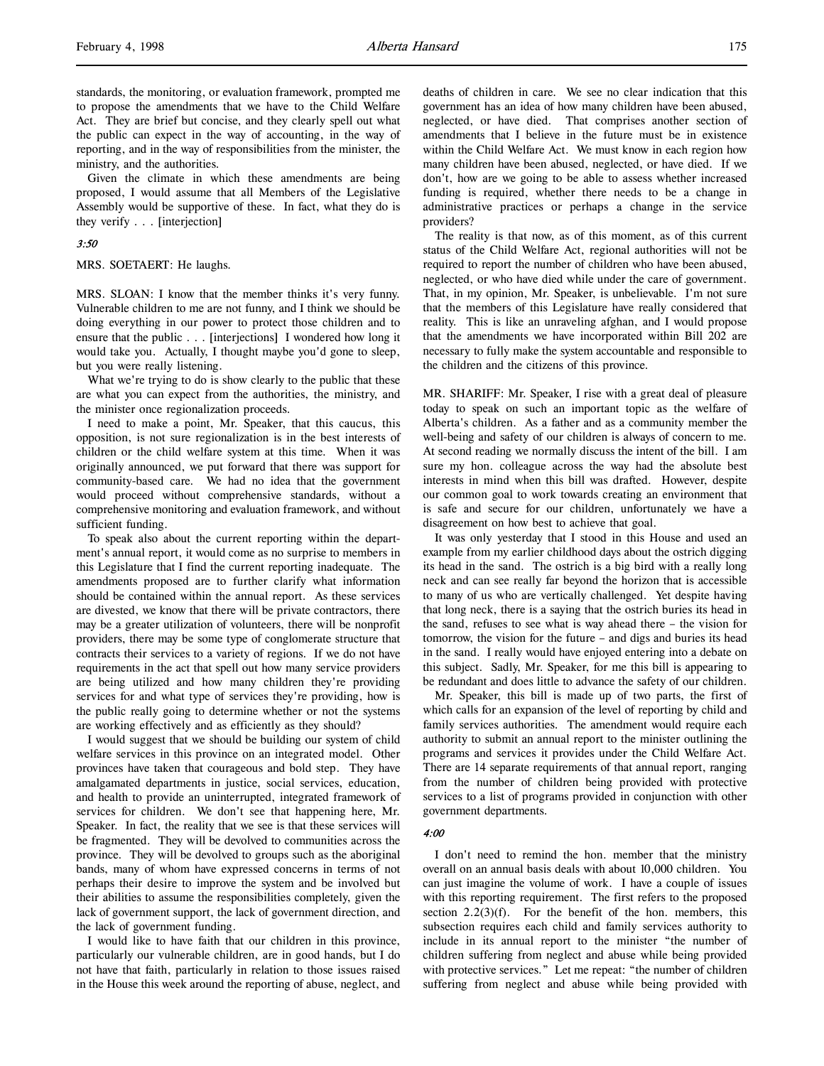standards, the monitoring, or evaluation framework, prompted me to propose the amendments that we have to the Child Welfare Act. They are brief but concise, and they clearly spell out what the public can expect in the way of accounting, in the way of reporting, and in the way of responsibilities from the minister, the ministry, and the authorities.

Given the climate in which these amendments are being proposed, I would assume that all Members of the Legislative Assembly would be supportive of these. In fact, what they do is they verify . . . [interjection]

*3:50*

MRS. SOETAERT: He laughs.

MRS. SLOAN: I know that the member thinks it's very funny. Vulnerable children to me are not funny, and I think we should be doing everything in our power to protect those children and to ensure that the public . . . [interjections] I wondered how long it would take you. Actually, I thought maybe you'd gone to sleep, but you were really listening.

What we're trying to do is show clearly to the public that these are what you can expect from the authorities, the ministry, and the minister once regionalization proceeds.

I need to make a point, Mr. Speaker, that this caucus, this opposition, is not sure regionalization is in the best interests of children or the child welfare system at this time. When it was originally announced, we put forward that there was support for community-based care. We had no idea that the government would proceed without comprehensive standards, without a comprehensive monitoring and evaluation framework, and without sufficient funding.

To speak also about the current reporting within the department's annual report, it would come as no surprise to members in this Legislature that I find the current reporting inadequate. The amendments proposed are to further clarify what information should be contained within the annual report. As these services are divested, we know that there will be private contractors, there may be a greater utilization of volunteers, there will be nonprofit providers, there may be some type of conglomerate structure that contracts their services to a variety of regions. If we do not have requirements in the act that spell out how many service providers are being utilized and how many children they're providing services for and what type of services they're providing, how is the public really going to determine whether or not the systems are working effectively and as efficiently as they should?

I would suggest that we should be building our system of child welfare services in this province on an integrated model. Other provinces have taken that courageous and bold step. They have amalgamated departments in justice, social services, education, and health to provide an uninterrupted, integrated framework of services for children. We don't see that happening here, Mr. Speaker. In fact, the reality that we see is that these services will be fragmented. They will be devolved to communities across the province. They will be devolved to groups such as the aboriginal bands, many of whom have expressed concerns in terms of not perhaps their desire to improve the system and be involved but their abilities to assume the responsibilities completely, given the lack of government support, the lack of government direction, and the lack of government funding.

I would like to have faith that our children in this province, particularly our vulnerable children, are in good hands, but I do not have that faith, particularly in relation to those issues raised in the House this week around the reporting of abuse, neglect, and deaths of children in care. We see no clear indication that this government has an idea of how many children have been abused, neglected, or have died. That comprises another section of amendments that I believe in the future must be in existence within the Child Welfare Act. We must know in each region how many children have been abused, neglected, or have died. If we don't, how are we going to be able to assess whether increased funding is required, whether there needs to be a change in administrative practices or perhaps a change in the service providers?

The reality is that now, as of this moment, as of this current status of the Child Welfare Act, regional authorities will not be required to report the number of children who have been abused, neglected, or who have died while under the care of government. That, in my opinion, Mr. Speaker, is unbelievable. I'm not sure that the members of this Legislature have really considered that reality. This is like an unraveling afghan, and I would propose that the amendments we have incorporated within Bill 202 are necessary to fully make the system accountable and responsible to the children and the citizens of this province.

MR. SHARIFF: Mr. Speaker, I rise with a great deal of pleasure today to speak on such an important topic as the welfare of Alberta's children. As a father and as a community member the well-being and safety of our children is always of concern to me. At second reading we normally discuss the intent of the bill. I am sure my hon. colleague across the way had the absolute best interests in mind when this bill was drafted. However, despite our common goal to work towards creating an environment that is safe and secure for our children, unfortunately we have a disagreement on how best to achieve that goal.

It was only yesterday that I stood in this House and used an example from my earlier childhood days about the ostrich digging its head in the sand. The ostrich is a big bird with a really long neck and can see really far beyond the horizon that is accessible to many of us who are vertically challenged. Yet despite having that long neck, there is a saying that the ostrich buries its head in the sand, refuses to see what is way ahead there – the vision for tomorrow, the vision for the future – and digs and buries its head in the sand. I really would have enjoyed entering into a debate on this subject. Sadly, Mr. Speaker, for me this bill is appearing to be redundant and does little to advance the safety of our children.

Mr. Speaker, this bill is made up of two parts, the first of which calls for an expansion of the level of reporting by child and family services authorities. The amendment would require each authority to submit an annual report to the minister outlining the programs and services it provides under the Child Welfare Act. There are 14 separate requirements of that annual report, ranging from the number of children being provided with protective services to a list of programs provided in conjunction with other government departments.

*4:00*

I don't need to remind the hon. member that the ministry overall on an annual basis deals with about 10,000 children. You can just imagine the volume of work. I have a couple of issues with this reporting requirement. The first refers to the proposed section 2.2(3)(f). For the benefit of the hon. members, this subsection requires each child and family services authority to include in its annual report to the minister "the number of children suffering from neglect and abuse while being provided with protective services." Let me repeat: "the number of children suffering from neglect and abuse while being provided with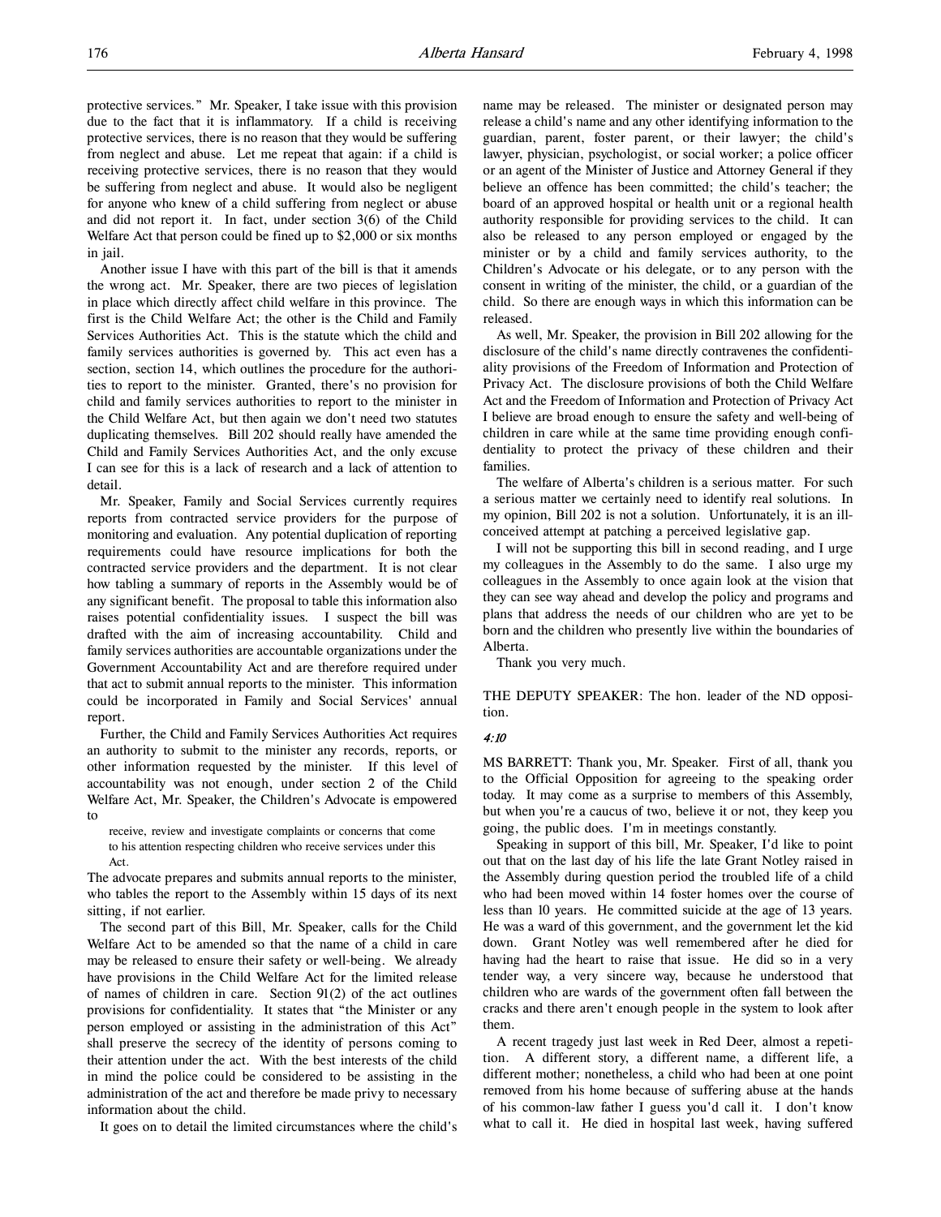protective services." Mr. Speaker, I take issue with this provision due to the fact that it is inflammatory. If a child is receiving protective services, there is no reason that they would be suffering from neglect and abuse. Let me repeat that again: if a child is receiving protective services, there is no reason that they would be suffering from neglect and abuse. It would also be negligent for anyone who knew of a child suffering from neglect or abuse and did not report it. In fact, under section 3(6) of the Child Welfare Act that person could be fined up to $2,000 or six months in jail.

Another issue I have with this part of the bill is that it amends the wrong act. Mr. Speaker, there are two pieces of legislation in place which directly affect child welfare in this province. The first is the Child Welfare Act; the other is the Child and Family Services Authorities Act. This is the statute which the child and family services authorities is governed by. This act even has a section, section 14, which outlines the procedure for the authorities to report to the minister. Granted, there's no provision for child and family services authorities to report to the minister in the Child Welfare Act, but then again we don't need two statutes duplicating themselves. Bill 202 should really have amended the Child and Family Services Authorities Act, and the only excuse I can see for this is a lack of research and a lack of attention to detail.

Mr. Speaker, Family and Social Services currently requires reports from contracted service providers for the purpose of monitoring and evaluation. Any potential duplication of reporting requirements could have resource implications for both the contracted service providers and the department. It is not clear how tabling a summary of reports in the Assembly would be of any significant benefit. The proposal to table this information also raises potential confidentiality issues. I suspect the bill was drafted with the aim of increasing accountability. Child and family services authorities are accountable organizations under the Government Accountability Act and are therefore required under that act to submit annual reports to the minister. This information could be incorporated in Family and Social Services' annual report.

Further, the Child and Family Services Authorities Act requires an authority to submit to the minister any records, reports, or other information requested by the minister. If this level of accountability was not enough, under section 2 of the Child Welfare Act, Mr. Speaker, the Children's Advocate is empowered to

> receive, review and investigate complaints or concerns that come to his attention respecting children who receive services under this Act.

The advocate prepares and submits annual reports to the minister, who tables the report to the Assembly within 15 days of its next sitting, if not earlier.

The second part of this Bill, Mr. Speaker, calls for the Child Welfare Act to be amended so that the name of a child in care may be released to ensure their safety or well-being. We already have provisions in the Child Welfare Act for the limited release of names of children in care. Section 91(2) of the act outlines provisions for confidentiality. It states that "the Minister or any person employed or assisting in the administration of this Act" shall preserve the secrecy of the identity of persons coming to their attention under the act. With the best interests of the child in mind the police could be considered to be assisting in the administration of the act and therefore be made privy to necessary information about the child.

It goes on to detail the limited circumstances where the child's name may be released. The minister or designated person may release a child's name and any other identifying information to the guardian, parent, foster parent, or their lawyer; the child's lawyer, physician, psychologist, or social worker; a police officer or an agent of the Minister of Justice and Attorney General if they believe an offence has been committed; the child's teacher; the board of an approved hospital or health unit or a regional health authority responsible for providing services to the child. It can also be released to any person employed or engaged by the minister or by a child and family services authority, to the Children's Advocate or his delegate, or to any person with the consent in writing of the minister, the child, or a guardian of the child. So there are enough ways in which this information can be released.

As well, Mr. Speaker, the provision in Bill 202 allowing for the disclosure of the child's name directly contravenes the confidentiality provisions of the Freedom of Information and Protection of Privacy Act. The disclosure provisions of both the Child Welfare Act and the Freedom of Information and Protection of Privacy Act I believe are broad enough to ensure the safety and well-being of children in care while at the same time providing enough confidentiality to protect the privacy of these children and their families.

The welfare of Alberta's children is a serious matter. For such a serious matter we certainly need to identify real solutions. In my opinion, Bill 202 is not a solution. Unfortunately, it is an ill-conceived attempt at patching a perceived legislative gap.

I will not be supporting this bill in second reading, and I urge my colleagues in the Assembly to do the same. I also urge my colleagues in the Assembly to once again look at the vision that they can see way ahead and develop the policy and programs and plans that address the needs of our children who are yet to be born and the children who presently live within the boundaries of Alberta.

Thank you very much.

THE DEPUTY SPEAKER: The hon. leader of the ND opposition.

*4:10*

MS BARRETT: Thank you, Mr. Speaker. First of all, thank you to the Official Opposition for agreeing to the speaking order today. It may come as a surprise to members of this Assembly, but when you're a caucus of two, believe it or not, they keep you going, the public does. I'm in meetings constantly.

Speaking in support of this bill, Mr. Speaker, I'd like to point out that on the last day of his life the late Grant Notley raised in the Assembly during question period the troubled life of a child who had been moved within 14 foster homes over the course of less than 10 years. He committed suicide at the age of 13 years. He was a ward of this government, and the government let the kid down. Grant Notley was well remembered after he died for having had the heart to raise that issue. He did so in a very tender way, a very sincere way, because he understood that children who are wards of the government often fall between the cracks and there aren't enough people in the system to look after them.

A recent tragedy just last week in Red Deer, almost a repetition. A different story, a different name, a different life, a different mother; nonetheless, a child who had been at one point removed from his home because of suffering abuse at the hands of his common-law father I guess you'd call it. I don't know what to call it. He died in hospital last week, having suffered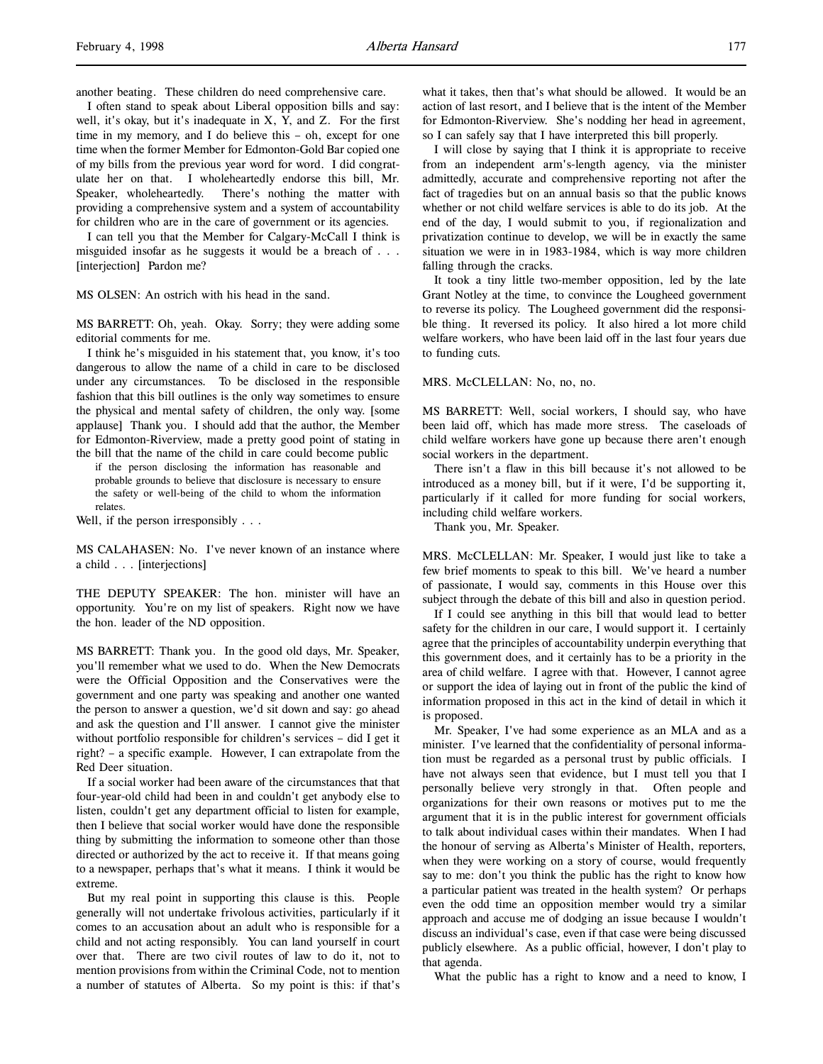another beating. These children do need comprehensive care.

I often stand to speak about Liberal opposition bills and say: well, it's okay, but it's inadequate in X, Y, and Z. For the first time in my memory, and I do believe this – oh, except for one time when the former Member for Edmonton-Gold Bar copied one of my bills from the previous year word for word. I did congratulate her on that. I wholeheartedly endorse this bill, Mr. Speaker, wholeheartedly. There's nothing the matter with providing a comprehensive system and a system of accountability for children who are in the care of government or its agencies.

I can tell you that the Member for Calgary-McCall I think is misguided insofar as he suggests it would be a breach of . . . [interjection] Pardon me?

MS OLSEN: An ostrich with his head in the sand.

MS BARRETT: Oh, yeah. Okay. Sorry; they were adding some editorial comments for me.

I think he's misguided in his statement that, you know, it's too dangerous to allow the name of a child in care to be disclosed under any circumstances. To be disclosed in the responsible fashion that this bill outlines is the only way sometimes to ensure the physical and mental safety of children, the only way. [some applause] Thank you. I should add that the author, the Member for Edmonton-Riverview, made a pretty good point of stating in the bill that the name of the child in care could become public

> if the person disclosing the information has reasonable and probable grounds to believe that disclosure is necessary to ensure the safety or well-being of the child to whom the information relates.

Well, if the person irresponsibly . . .

MS CALAHASEN: No. I've never known of an instance where a child . . . [interjections]

THE DEPUTY SPEAKER: The hon. minister will have an opportunity. You're on my list of speakers. Right now we have the hon. leader of the ND opposition.

MS BARRETT: Thank you. In the good old days, Mr. Speaker, you'll remember what we used to do. When the New Democrats were the Official Opposition and the Conservatives were the government and one party was speaking and another one wanted the person to answer a question, we'd sit down and say: go ahead and ask the question and I'll answer. I cannot give the minister without portfolio responsible for children's services – did I get it right? – a specific example. However, I can extrapolate from the Red Deer situation.

If a social worker had been aware of the circumstances that that four-year-old child had been in and couldn't get anybody else to listen, couldn't get any department official to listen for example, then I believe that social worker would have done the responsible thing by submitting the information to someone other than those directed or authorized by the act to receive it. If that means going to a newspaper, perhaps that's what it means. I think it would be extreme.

But my real point in supporting this clause is this. People generally will not undertake frivolous activities, particularly if it comes to an accusation about an adult who is responsible for a child and not acting responsibly. You can land yourself in court over that. There are two civil routes of law to do it, not to mention provisions from within the Criminal Code, not to mention a number of statutes of Alberta. So my point is this: if that's what it takes, then that's what should be allowed. It would be an action of last resort, and I believe that is the intent of the Member for Edmonton-Riverview. She's nodding her head in agreement, so I can safely say that I have interpreted this bill properly.

I will close by saying that I think it is appropriate to receive from an independent arm's-length agency, via the minister admittedly, accurate and comprehensive reporting not after the fact of tragedies but on an annual basis so that the public knows whether or not child welfare services is able to do its job. At the end of the day, I would submit to you, if regionalization and privatization continue to develop, we will be in exactly the same situation we were in in 1983-1984, which is way more children falling through the cracks.

It took a tiny little two-member opposition, led by the late Grant Notley at the time, to convince the Lougheed government to reverse its policy. The Lougheed government did the responsible thing. It reversed its policy. It also hired a lot more child welfare workers, who have been laid off in the last four years due to funding cuts.

MRS. McCLELLAN: No, no, no.

MS BARRETT: Well, social workers, I should say, who have been laid off, which has made more stress. The caseloads of child welfare workers have gone up because there aren't enough social workers in the department.

There isn't a flaw in this bill because it's not allowed to be introduced as a money bill, but if it were, I'd be supporting it, particularly if it called for more funding for social workers, including child welfare workers.

Thank you, Mr. Speaker.

MRS. McCLELLAN: Mr. Speaker, I would just like to take a few brief moments to speak to this bill. We've heard a number of passionate, I would say, comments in this House over this subject through the debate of this bill and also in question period.

If I could see anything in this bill that would lead to better safety for the children in our care, I would support it. I certainly agree that the principles of accountability underpin everything that this government does, and it certainly has to be a priority in the area of child welfare. I agree with that. However, I cannot agree or support the idea of laying out in front of the public the kind of information proposed in this act in the kind of detail in which it is proposed.

Mr. Speaker, I've had some experience as an MLA and as a minister. I've learned that the confidentiality of personal information must be regarded as a personal trust by public officials. I have not always seen that evidence, but I must tell you that I personally believe very strongly in that. Often people and organizations for their own reasons or motives put to me the argument that it is in the public interest for government officials to talk about individual cases within their mandates. When I had the honour of serving as Alberta's Minister of Health, reporters, when they were working on a story of course, would frequently say to me: don't you think the public has the right to know how a particular patient was treated in the health system? Or perhaps even the odd time an opposition member would try a similar approach and accuse me of dodging an issue because I wouldn't discuss an individual's case, even if that case were being discussed publicly elsewhere. As a public official, however, I don't play to that agenda.

What the public has a right to know and a need to know, I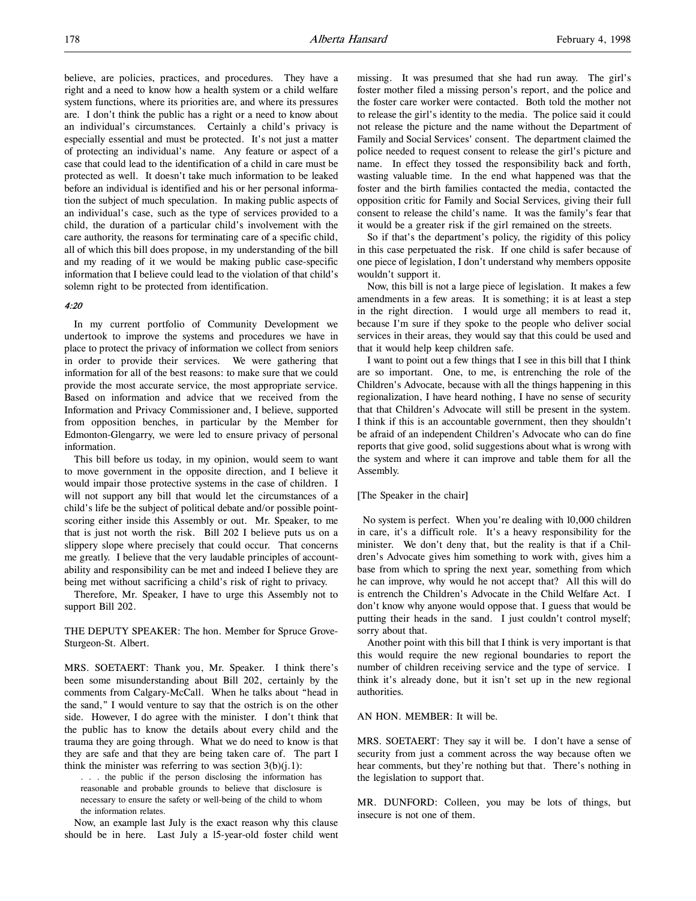believe, are policies, practices, and procedures. They have a right and a need to know how a health system or a child welfare system functions, where its priorities are, and where its pressures are. I don't think the public has a right or a need to know about an individual's circumstances. Certainly a child's privacy is especially essential and must be protected. It's not just a matter of protecting an individual's name. Any feature or aspect of a case that could lead to the identification of a child in care must be protected as well. It doesn't take much information to be leaked before an individual is identified and his or her personal information the subject of much speculation. In making public aspects of an individual's case, such as the type of services provided to a child, the duration of a particular child's involvement with the care authority, the reasons for terminating care of a specific child, all of which this bill does propose, in my understanding of the bill and my reading of it we would be making public case-specific information that I believe could lead to the violation of that child's solemn right to be protected from identification.

*4:20*

In my current portfolio of Community Development we undertook to improve the systems and procedures we have in place to protect the privacy of information we collect from seniors in order to provide their services. We were gathering that information for all of the best reasons: to make sure that we could provide the most accurate service, the most appropriate service. Based on information and advice that we received from the Information and Privacy Commissioner and, I believe, supported from opposition benches, in particular by the Member for Edmonton-Glengarry, we were led to ensure privacy of personal information.

This bill before us today, in my opinion, would seem to want to move government in the opposite direction, and I believe it would impair those protective systems in the case of children. I will not support any bill that would let the circumstances of a child's life be the subject of political debate and/or possible point-scoring either inside this Assembly or out. Mr. Speaker, to me that is just not worth the risk. Bill 202 I believe puts us on a slippery slope where precisely that could occur. That concerns me greatly. I believe that the very laudable principles of accountability and responsibility can be met and indeed I believe they are being met without sacrificing a child's risk of right to privacy.

Therefore, Mr. Speaker, I have to urge this Assembly not to support Bill 202.

THE DEPUTY SPEAKER: The hon. Member for Spruce Grove-Sturgeon-St. Albert.

MRS. SOETAERT: Thank you, Mr. Speaker. I think there's been some misunderstanding about Bill 202, certainly by the comments from Calgary-McCall. When he talks about "head in the sand," I would venture to say that the ostrich is on the other side. However, I do agree with the minister. I don't think that the public has to know the details about every child and the trauma they are going through. What we do need to know is that they are safe and that they are being taken care of. The part I think the minister was referring to was section 3(b)(j.1):

> . . . the public if the person disclosing the information has reasonable and probable grounds to believe that disclosure is necessary to ensure the safety or well-being of the child to whom the information relates.

Now, an example last July is the exact reason why this clause should be in here. Last July a 15-year-old foster child went missing. It was presumed that she had run away. The girl's foster mother filed a missing person's report, and the police and the foster care worker were contacted. Both told the mother not to release the girl's identity to the media. The police said it could not release the picture and the name without the Department of Family and Social Services' consent. The department claimed the police needed to request consent to release the girl's picture and name. In effect they tossed the responsibility back and forth, wasting valuable time. In the end what happened was that the foster and the birth families contacted the media, contacted the opposition critic for Family and Social Services, giving their full consent to release the child's name. It was the family's fear that it would be a greater risk if the girl remained on the streets.

So if that's the department's policy, the rigidity of this policy in this case perpetuated the risk. If one child is safer because of one piece of legislation, I don't understand why members opposite wouldn't support it.

Now, this bill is not a large piece of legislation. It makes a few amendments in a few areas. It is something; it is at least a step in the right direction. I would urge all members to read it, because I'm sure if they spoke to the people who deliver social services in their areas, they would say that this could be used and that it would help keep children safe.

I want to point out a few things that I see in this bill that I think are so important. One, to me, is entrenching the role of the Children's Advocate, because with all the things happening in this regionalization, I have heard nothing, I have no sense of security that that Children's Advocate will still be present in the system. I think if this is an accountable government, then they shouldn't be afraid of an independent Children's Advocate who can do fine reports that give good, solid suggestions about what is wrong with the system and where it can improve and table them for all the Assembly.

[The Speaker in the chair]

No system is perfect. When you're dealing with 10,000 children in care, it's a difficult role. It's a heavy responsibility for the minister. We don't deny that, but the reality is that if a Children's Advocate gives him something to work with, gives him a base from which to spring the next year, something from which he can improve, why would he not accept that? All this will do is entrench the Children's Advocate in the Child Welfare Act. I don't know why anyone would oppose that. I guess that would be putting their heads in the sand. I just couldn't control myself; sorry about that.

Another point with this bill that I think is very important is that this would require the new regional boundaries to report the number of children receiving service and the type of service. I think it's already done, but it isn't set up in the new regional authorities.

AN HON. MEMBER: It will be.

MRS. SOETAERT: They say it will be. I don't have a sense of security from just a comment across the way because often we hear comments, but they're nothing but that. There's nothing in the legislation to support that.

MR. DUNFORD: Colleen, you may be lots of things, but insecure is not one of them.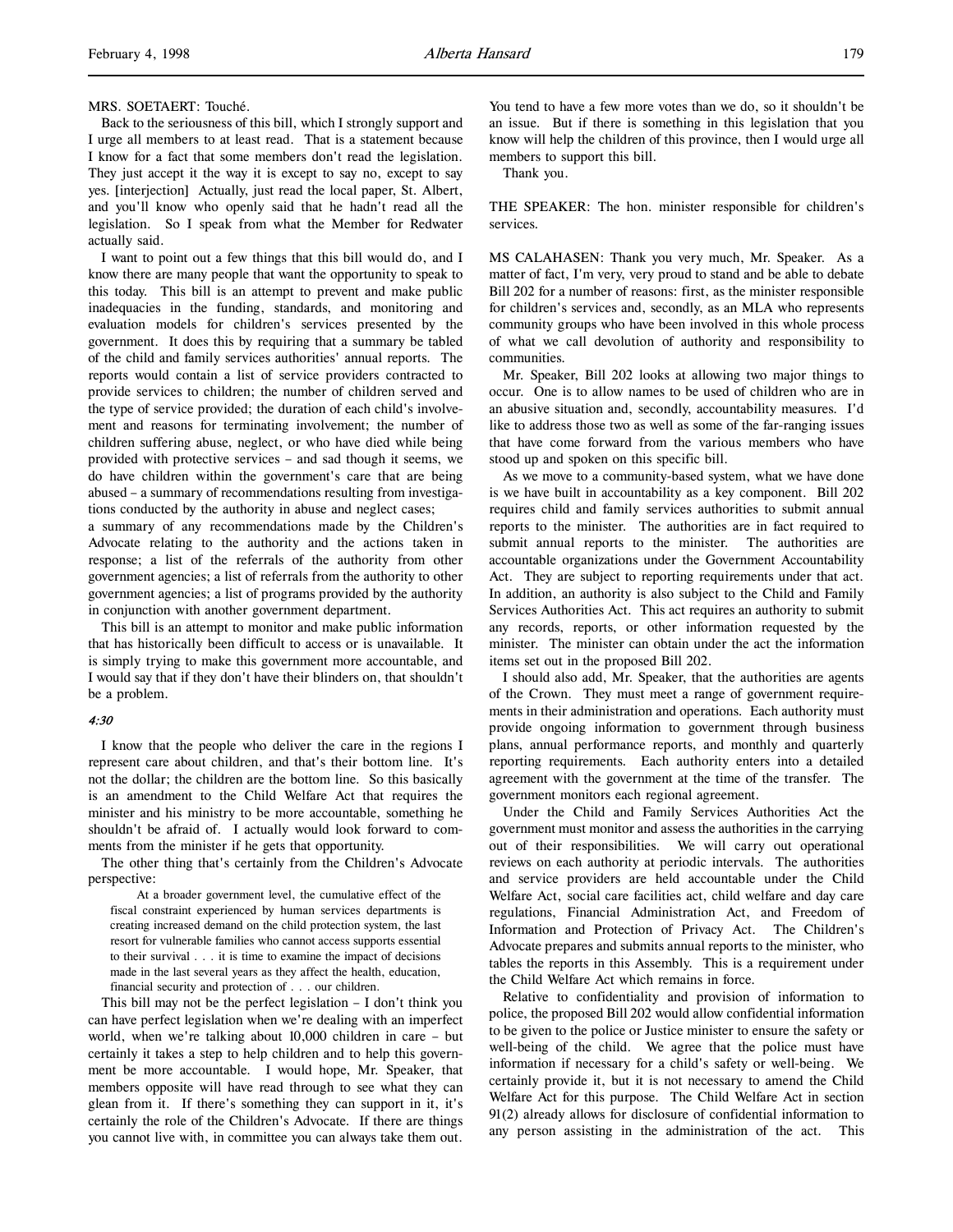MRS. SOETAERT: Touché.

Back to the seriousness of this bill, which I strongly support and I urge all members to at least read. That is a statement because I know for a fact that some members don't read the legislation. They just accept it the way it is except to say no, except to say yes. [interjection] Actually, just read the local paper, St. Albert, and you'll know who openly said that he hadn't read all the legislation. So I speak from what the Member for Redwater actually said.

I want to point out a few things that this bill would do, and I know there are many people that want the opportunity to speak to this today. This bill is an attempt to prevent and make public inadequacies in the funding, standards, and monitoring and evaluation models for children's services presented by the government. It does this by requiring that a summary be tabled of the child and family services authorities' annual reports. The reports would contain a list of service providers contracted to provide services to children; the number of children served and the type of service provided; the duration of each child's involvement and reasons for terminating involvement; the number of children suffering abuse, neglect, or who have died while being provided with protective services – and sad though it seems, we do have children within the government's care that are being abused – a summary of recommendations resulting from investigations conducted by the authority in abuse and neglect cases;

a summary of any recommendations made by the Children's Advocate relating to the authority and the actions taken in response; a list of the referrals of the authority from other government agencies; a list of referrals from the authority to other government agencies; a list of programs provided by the authority in conjunction with another government department.

This bill is an attempt to monitor and make public information that has historically been difficult to access or is unavailable. It is simply trying to make this government more accountable, and I would say that if they don't have their blinders on, that shouldn't be a problem.

*4:30*

I know that the people who deliver the care in the regions I represent care about children, and that's their bottom line. It's not the dollar; the children are the bottom line. So this basically is an amendment to the Child Welfare Act that requires the minister and his ministry to be more accountable, something he shouldn't be afraid of. I actually would look forward to comments from the minister if he gets that opportunity.

The other thing that's certainly from the Children's Advocate perspective:

> At a broader government level, the cumulative effect of the fiscal constraint experienced by human services departments is creating increased demand on the child protection system, the last resort for vulnerable families who cannot access supports essential to their survival . . . it is time to examine the impact of decisions made in the last several years as they affect the health, education, financial security and protection of . . . our children.

This bill may not be the perfect legislation – I don't think you can have perfect legislation when we're dealing with an imperfect world, when we're talking about 10,000 children in care – but certainly it takes a step to help children and to help this government be more accountable. I would hope, Mr. Speaker, that members opposite will have read through to see what they can glean from it. If there's something they can support in it, it's certainly the role of the Children's Advocate. If there are things you cannot live with, in committee you can always take them out. You tend to have a few more votes than we do, so it shouldn't be an issue. But if there is something in this legislation that you know will help the children of this province, then I would urge all members to support this bill.

Thank you.

THE SPEAKER: The hon. minister responsible for children's services.

MS CALAHASEN: Thank you very much, Mr. Speaker. As a matter of fact, I'm very, very proud to stand and be able to debate Bill 202 for a number of reasons: first, as the minister responsible for children's services and, secondly, as an MLA who represents community groups who have been involved in this whole process of what we call devolution of authority and responsibility to communities.

Mr. Speaker, Bill 202 looks at allowing two major things to occur. One is to allow names to be used of children who are in an abusive situation and, secondly, accountability measures. I'd like to address those two as well as some of the far-ranging issues that have come forward from the various members who have stood up and spoken on this specific bill.

As we move to a community-based system, what we have done is we have built in accountability as a key component. Bill 202 requires child and family services authorities to submit annual reports to the minister. The authorities are in fact required to submit annual reports to the minister. The authorities are accountable organizations under the Government Accountability Act. They are subject to reporting requirements under that act. In addition, an authority is also subject to the Child and Family Services Authorities Act. This act requires an authority to submit any records, reports, or other information requested by the minister. The minister can obtain under the act the information items set out in the proposed Bill 202.

I should also add, Mr. Speaker, that the authorities are agents of the Crown. They must meet a range of government requirements in their administration and operations. Each authority must provide ongoing information to government through business plans, annual performance reports, and monthly and quarterly reporting requirements. Each authority enters into a detailed agreement with the government at the time of the transfer. The government monitors each regional agreement.

Under the Child and Family Services Authorities Act the government must monitor and assess the authorities in the carrying out of their responsibilities. We will carry out operational reviews on each authority at periodic intervals. The authorities and service providers are held accountable under the Child Welfare Act, social care facilities act, child welfare and day care regulations, Financial Administration Act, and Freedom of Information and Protection of Privacy Act. The Children's Advocate prepares and submits annual reports to the minister, who tables the reports in this Assembly. This is a requirement under the Child Welfare Act which remains in force.

Relative to confidentiality and provision of information to police, the proposed Bill 202 would allow confidential information to be given to the police or Justice minister to ensure the safety or well-being of the child. We agree that the police must have information if necessary for a child's safety or well-being. We certainly provide it, but it is not necessary to amend the Child Welfare Act for this purpose. The Child Welfare Act in section 91(2) already allows for disclosure of confidential information to any person assisting in the administration of the act. This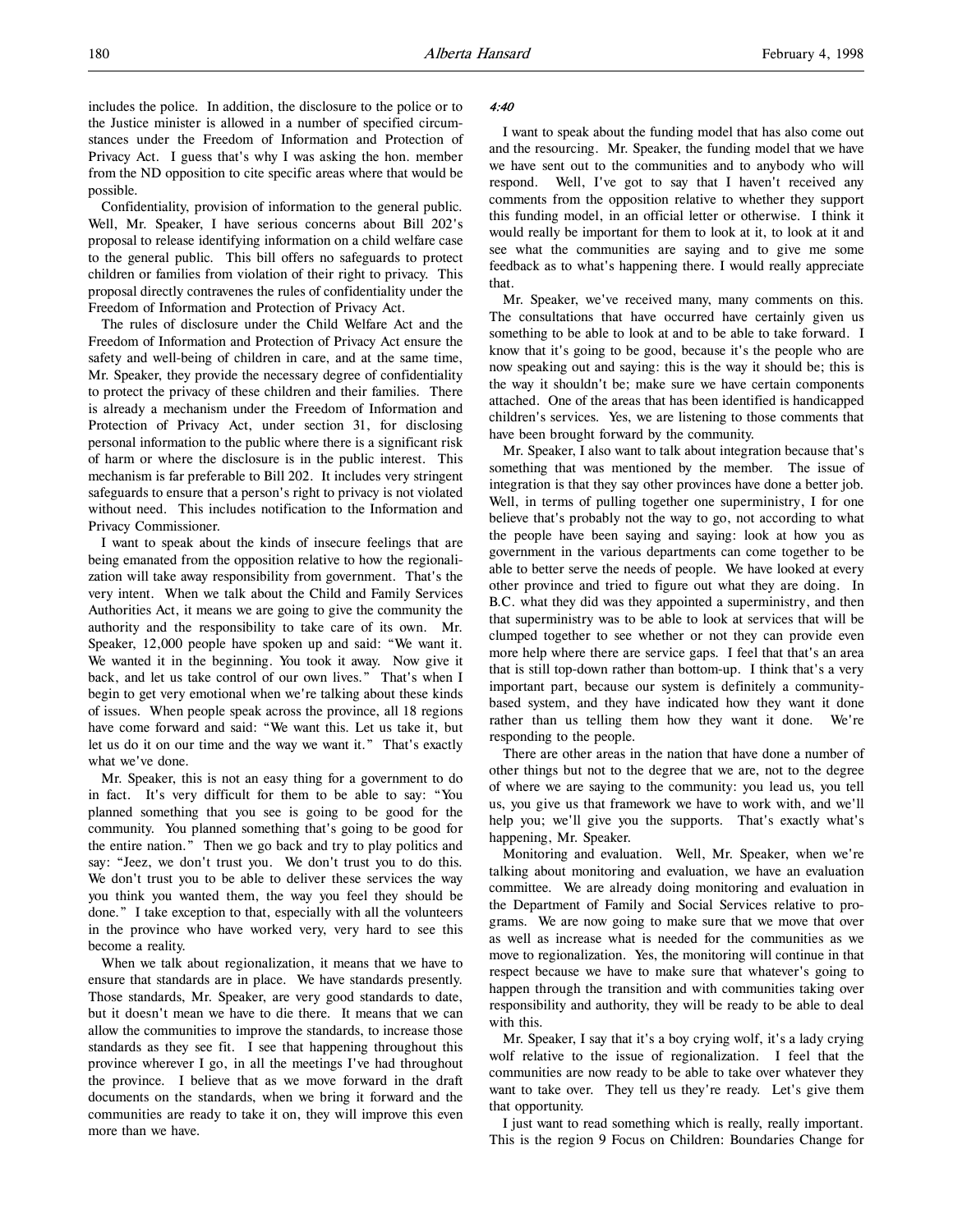includes the police. In addition, the disclosure to the police or to the Justice minister is allowed in a number of specified circumstances under the Freedom of Information and Protection of Privacy Act. I guess that's why I was asking the hon. member from the ND opposition to cite specific areas where that would be possible.

Confidentiality, provision of information to the general public. Well, Mr. Speaker, I have serious concerns about Bill 202's proposal to release identifying information on a child welfare case to the general public. This bill offers no safeguards to protect children or families from violation of their right to privacy. This proposal directly contravenes the rules of confidentiality under the Freedom of Information and Protection of Privacy Act.

The rules of disclosure under the Child Welfare Act and the Freedom of Information and Protection of Privacy Act ensure the safety and well-being of children in care, and at the same time, Mr. Speaker, they provide the necessary degree of confidentiality to protect the privacy of these children and their families. There is already a mechanism under the Freedom of Information and Protection of Privacy Act, under section 31, for disclosing personal information to the public where there is a significant risk of harm or where the disclosure is in the public interest. This mechanism is far preferable to Bill 202. It includes very stringent safeguards to ensure that a person's right to privacy is not violated without need. This includes notification to the Information and Privacy Commissioner.

I want to speak about the kinds of insecure feelings that are being emanated from the opposition relative to how the regionalization will take away responsibility from government. That's the very intent. When we talk about the Child and Family Services Authorities Act, it means we are going to give the community the authority and the responsibility to take care of its own. Mr. Speaker, 12,000 people have spoken up and said: "We want it. We wanted it in the beginning. You took it away. Now give it back, and let us take control of our own lives." That's when I begin to get very emotional when we're talking about these kinds of issues. When people speak across the province, all 18 regions have come forward and said: "We want this. Let us take it, but let us do it on our time and the way we want it." That's exactly what we've done.

Mr. Speaker, this is not an easy thing for a government to do in fact. It's very difficult for them to be able to say: "You planned something that you see is going to be good for the community. You planned something that's going to be good for the entire nation." Then we go back and try to play politics and say: "Jeez, we don't trust you. We don't trust you to do this. We don't trust you to be able to deliver these services the way you think you wanted them, the way you feel they should be done." I take exception to that, especially with all the volunteers in the province who have worked very, very hard to see this become a reality.

When we talk about regionalization, it means that we have to ensure that standards are in place. We have standards presently. Those standards, Mr. Speaker, are very good standards to date, but it doesn't mean we have to die there. It means that we can allow the communities to improve the standards, to increase those standards as they see fit. I see that happening throughout this province wherever I go, in all the meetings I've had throughout the province. I believe that as we move forward in the draft documents on the standards, when we bring it forward and the communities are ready to take it on, they will improve this even more than we have.

*4:40*

I want to speak about the funding model that has also come out and the resourcing. Mr. Speaker, the funding model that we have we have sent out to the communities and to anybody who will respond. Well, I've got to say that I haven't received any comments from the opposition relative to whether they support this funding model, in an official letter or otherwise. I think it would really be important for them to look at it, to look at it and see what the communities are saying and to give me some feedback as to what's happening there. I would really appreciate that.

Mr. Speaker, we've received many, many comments on this. The consultations that have occurred have certainly given us something to be able to look at and to be able to take forward. I know that it's going to be good, because it's the people who are now speaking out and saying: this is the way it should be; this is the way it shouldn't be; make sure we have certain components attached. One of the areas that has been identified is handicapped children's services. Yes, we are listening to those comments that have been brought forward by the community.

Mr. Speaker, I also want to talk about integration because that's something that was mentioned by the member. The issue of integration is that they say other provinces have done a better job. Well, in terms of pulling together one superministry, I for one believe that's probably not the way to go, not according to what the people have been saying and saying: look at how you as government in the various departments can come together to be able to better serve the needs of people. We have looked at every other province and tried to figure out what they are doing. In B.C. what they did was they appointed a superministry, and then that superministry was to be able to look at services that will be clumped together to see whether or not they can provide even more help where there are service gaps. I feel that that's an area that is still top-down rather than bottom-up. I think that's a very important part, because our system is definitely a community-based system, and they have indicated how they want it done rather than us telling them how they want it done. We're responding to the people.

There are other areas in the nation that have done a number of other things but not to the degree that we are, not to the degree of where we are saying to the community: you lead us, you tell us, you give us that framework we have to work with, and we'll help you; we'll give you the supports. That's exactly what's happening, Mr. Speaker.

Monitoring and evaluation. Well, Mr. Speaker, when we're talking about monitoring and evaluation, we have an evaluation committee. We are already doing monitoring and evaluation in the Department of Family and Social Services relative to programs. We are now going to make sure that we move that over as well as increase what is needed for the communities as we move to regionalization. Yes, the monitoring will continue in that respect because we have to make sure that whatever's going to happen through the transition and with communities taking over responsibility and authority, they will be ready to be able to deal with this.

Mr. Speaker, I say that it's a boy crying wolf, it's a lady crying wolf relative to the issue of regionalization. I feel that the communities are now ready to be able to take over whatever they want to take over. They tell us they're ready. Let's give them that opportunity.

I just want to read something which is really, really important. This is the region 9 Focus on Children: Boundaries Change for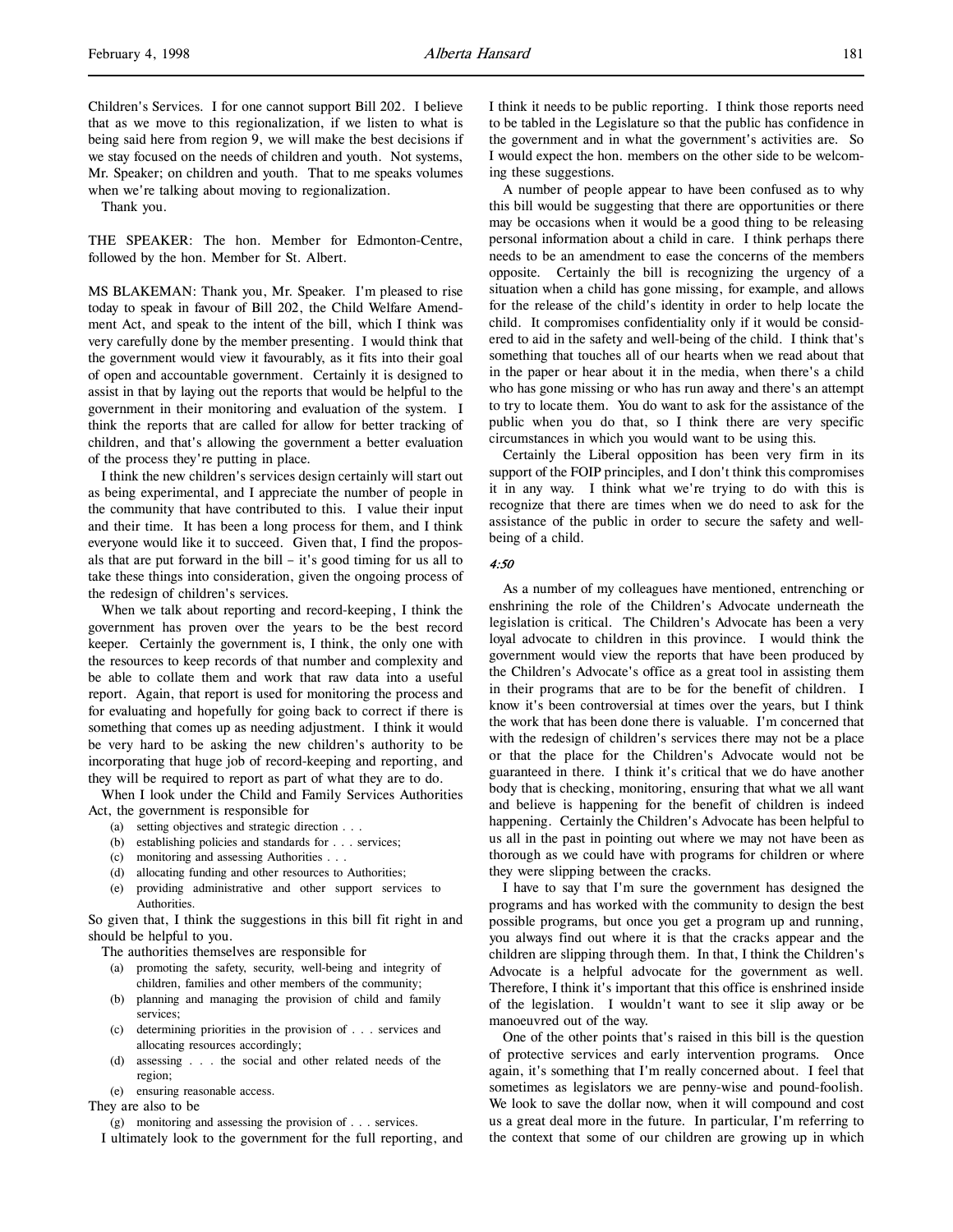Children's Services. I for one cannot support Bill 202. I believe that as we move to this regionalization, if we listen to what is being said here from region 9, we will make the best decisions if we stay focused on the needs of children and youth. Not systems, Mr. Speaker; on children and youth. That to me speaks volumes when we're talking about moving to regionalization.

Thank you.

THE SPEAKER: The hon. Member for Edmonton-Centre, followed by the hon. Member for St. Albert.

MS BLAKEMAN: Thank you, Mr. Speaker. I'm pleased to rise today to speak in favour of Bill 202, the Child Welfare Amendment Act, and speak to the intent of the bill, which I think was very carefully done by the member presenting. I would think that the government would view it favourably, as it fits into their goal of open and accountable government. Certainly it is designed to assist in that by laying out the reports that would be helpful to the government in their monitoring and evaluation of the system. I think the reports that are called for allow for better tracking of children, and that's allowing the government a better evaluation of the process they're putting in place.

I think the new children's services design certainly will start out as being experimental, and I appreciate the number of people in the community that have contributed to this. I value their input and their time. It has been a long process for them, and I think everyone would like it to succeed. Given that, I find the proposals that are put forward in the bill – it's good timing for us all to take these things into consideration, given the ongoing process of the redesign of children's services.

When we talk about reporting and record-keeping, I think the government has proven over the years to be the best record keeper. Certainly the government is, I think, the only one with the resources to keep records of that number and complexity and be able to collate them and work that raw data into a useful report. Again, that report is used for monitoring the process and for evaluating and hopefully for going back to correct if there is something that comes up as needing adjustment. I think it would be very hard to be asking the new children's authority to be incorporating that huge job of record-keeping and reporting, and they will be required to report as part of what they are to do.

When I look under the Child and Family Services Authorities Act, the government is responsible for

(a) setting objectives and strategic direction . . .
(b) establishing policies and standards for . . . services;
(c) monitoring and assessing Authorities . . .
(d) allocating funding and other resources to Authorities;
(e) providing administrative and other support services to Authorities.

So given that, I think the suggestions in this bill fit right in and should be helpful to you.

The authorities themselves are responsible for

(a) promoting the safety, security, well-being and integrity of children, families and other members of the community;
(b) planning and managing the provision of child and family services;
(c) determining priorities in the provision of . . . services and allocating resources accordingly;
(d) assessing . . . the social and other related needs of the region;
(e) ensuring reasonable access.

They are also to be

(g) monitoring and assessing the provision of . . . services.

I ultimately look to the government for the full reporting, and I think it needs to be public reporting. I think those reports need to be tabled in the Legislature so that the public has confidence in the government and in what the government's activities are. So I would expect the hon. members on the other side to be welcoming these suggestions.

A number of people appear to have been confused as to why this bill would be suggesting that there are opportunities or there may be occasions when it would be a good thing to be releasing personal information about a child in care. I think perhaps there needs to be an amendment to ease the concerns of the members opposite. Certainly the bill is recognizing the urgency of a situation when a child has gone missing, for example, and allows for the release of the child's identity in order to help locate the child. It compromises confidentiality only if it would be considered to aid in the safety and well-being of the child. I think that's something that touches all of our hearts when we read about that in the paper or hear about it in the media, when there's a child who has gone missing or who has run away and there's an attempt to try to locate them. You do want to ask for the assistance of the public when you do that, so I think there are very specific circumstances in which you would want to be using this.

Certainly the Liberal opposition has been very firm in its support of the FOIP principles, and I don't think this compromises it in any way. I think what we're trying to do with this is recognize that there are times when we do need to ask for the assistance of the public in order to secure the safety and well-being of a child.

*4:50*

As a number of my colleagues have mentioned, entrenching or enshrining the role of the Children's Advocate underneath the legislation is critical. The Children's Advocate has been a very loyal advocate to children in this province. I would think the government would view the reports that have been produced by the Children's Advocate's office as a great tool in assisting them in their programs that are to be for the benefit of children. I know it's been controversial at times over the years, but I think the work that has been done there is valuable. I'm concerned that with the redesign of children's services there may not be a place or that the place for the Children's Advocate would not be guaranteed in there. I think it's critical that we do have another body that is checking, monitoring, ensuring that what we all want and believe is happening for the benefit of children is indeed happening. Certainly the Children's Advocate has been helpful to us all in the past in pointing out where we may not have been as thorough as we could have with programs for children or where they were slipping between the cracks.

I have to say that I'm sure the government has designed the programs and has worked with the community to design the best possible programs, but once you get a program up and running, you always find out where it is that the cracks appear and the children are slipping through them. In that, I think the Children's Advocate is a helpful advocate for the government as well. Therefore, I think it's important that this office is enshrined inside of the legislation. I wouldn't want to see it slip away or be manoeuvred out of the way.

One of the other points that's raised in this bill is the question of protective services and early intervention programs. Once again, it's something that I'm really concerned about. I feel that sometimes as legislators we are penny-wise and pound-foolish. We look to save the dollar now, when it will compound and cost us a great deal more in the future. In particular, I'm referring to the context that some of our children are growing up in which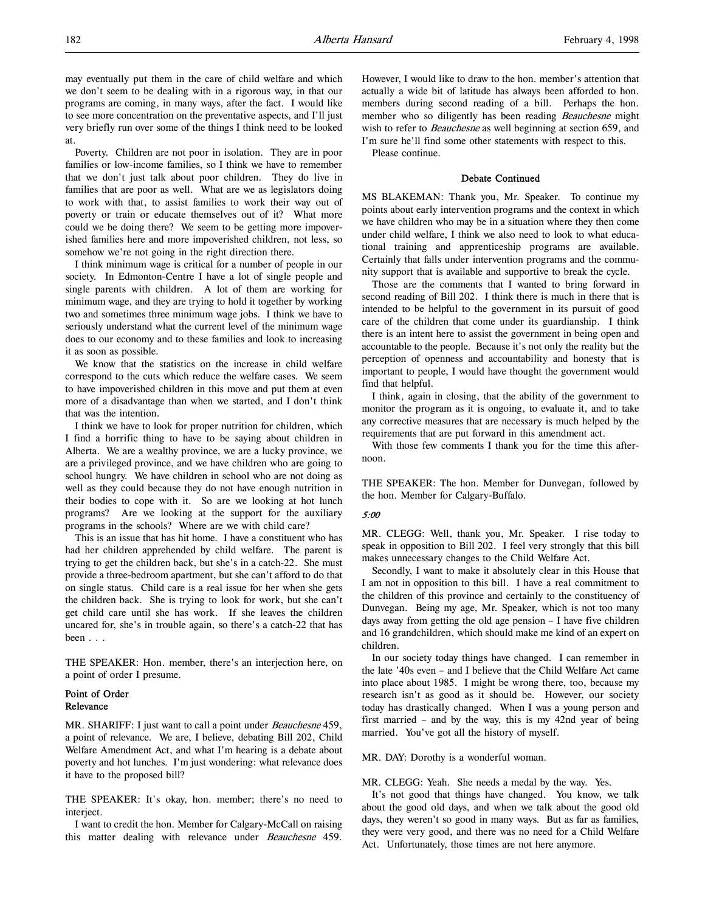may eventually put them in the care of child welfare and which we don't seem to be dealing with in a rigorous way, in that our programs are coming, in many ways, after the fact. I would like to see more concentration on the preventative aspects, and I'll just very briefly run over some of the things I think need to be looked at.

Poverty. Children are not poor in isolation. They are in poor families or low-income families, so I think we have to remember that we don't just talk about poor children. They do live in families that are poor as well. What are we as legislators doing to work with that, to assist families to work their way out of poverty or train or educate themselves out of it? What more could we be doing there? We seem to be getting more impoverished families here and more impoverished children, not less, so somehow we're not going in the right direction there.

I think minimum wage is critical for a number of people in our society. In Edmonton-Centre I have a lot of single people and single parents with children. A lot of them are working for minimum wage, and they are trying to hold it together by working two and sometimes three minimum wage jobs. I think we have to seriously understand what the current level of the minimum wage does to our economy and to these families and look to increasing it as soon as possible.

We know that the statistics on the increase in child welfare correspond to the cuts which reduce the welfare cases. We seem to have impoverished children in this move and put them at even more of a disadvantage than when we started, and I don't think that was the intention.

I think we have to look for proper nutrition for children, which I find a horrific thing to have to be saying about children in Alberta. We are a wealthy province, we are a lucky province, we are a privileged province, and we have children who are going to school hungry. We have children in school who are not doing as well as they could because they do not have enough nutrition in their bodies to cope with it. So are we looking at hot lunch programs? Are we looking at the support for the auxiliary programs in the schools? Where are we with child care?

This is an issue that has hit home. I have a constituent who has had her children apprehended by child welfare. The parent is trying to get the children back, but she's in a catch-22. She must provide a three-bedroom apartment, but she can't afford to do that on single status. Child care is a real issue for her when she gets the children back. She is trying to look for work, but she can't get child care until she has work. If she leaves the children uncared for, she's in trouble again, so there's a catch-22 that has been . . .

THE SPEAKER: Hon. member, there's an interjection here, on a point of order I presume.

### Point of Order
### Relevance

MR. SHARIFF: I just want to call a point under *Beauchesne* 459, a point of relevance. We are, I believe, debating Bill 202, Child Welfare Amendment Act, and what I'm hearing is a debate about poverty and hot lunches. I'm just wondering: what relevance does it have to the proposed bill?

THE SPEAKER: It's okay, hon. member; there's no need to interject.

I want to credit the hon. Member for Calgary-McCall on raising this matter dealing with relevance under *Beauchesne* 459. However, I would like to draw to the hon. member's attention that actually a wide bit of latitude has always been afforded to hon. members during second reading of a bill. Perhaps the hon. member who so diligently has been reading *Beauchesne* might wish to refer to *Beauchesne* as well beginning at section 659, and I'm sure he'll find some other statements with respect to this.

Please continue.

### Debate Continued

MS BLAKEMAN: Thank you, Mr. Speaker. To continue my points about early intervention programs and the context in which we have children who may be in a situation where they then come under child welfare, I think we also need to look to what educational training and apprenticeship programs are available. Certainly that falls under intervention programs and the community support that is available and supportive to break the cycle.

Those are the comments that I wanted to bring forward in second reading of Bill 202. I think there is much in there that is intended to be helpful to the government in its pursuit of good care of the children that come under its guardianship. I think there is an intent here to assist the government in being open and accountable to the people. Because it's not only the reality but the perception of openness and accountability and honesty that is important to people, I would have thought the government would find that helpful.

I think, again in closing, that the ability of the government to monitor the program as it is ongoing, to evaluate it, and to take any corrective measures that are necessary is much helped by the requirements that are put forward in this amendment act.

With those few comments I thank you for the time this afternoon.

THE SPEAKER: The hon. Member for Dunvegan, followed by the hon. Member for Calgary-Buffalo.

*5:00*

MR. CLEGG: Well, thank you, Mr. Speaker. I rise today to speak in opposition to Bill 202. I feel very strongly that this bill makes unnecessary changes to the Child Welfare Act.

Secondly, I want to make it absolutely clear in this House that I am not in opposition to this bill. I have a real commitment to the children of this province and certainly to the constituency of Dunvegan. Being my age, Mr. Speaker, which is not too many days away from getting the old age pension – I have five children and 16 grandchildren, which should make me kind of an expert on children.

In our society today things have changed. I can remember in the late '40s even – and I believe that the Child Welfare Act came into place about 1985. I might be wrong there, too, because my research isn't as good as it should be. However, our society today has drastically changed. When I was a young person and first married – and by the way, this is my 42nd year of being married. You've got all the history of myself.

MR. DAY: Dorothy is a wonderful woman.

MR. CLEGG: Yeah. She needs a medal by the way. Yes.

It's not good that things have changed. You know, we talk about the good old days, and when we talk about the good old days, they weren't so good in many ways. But as far as families, they were very good, and there was no need for a Child Welfare Act. Unfortunately, those times are not here anymore.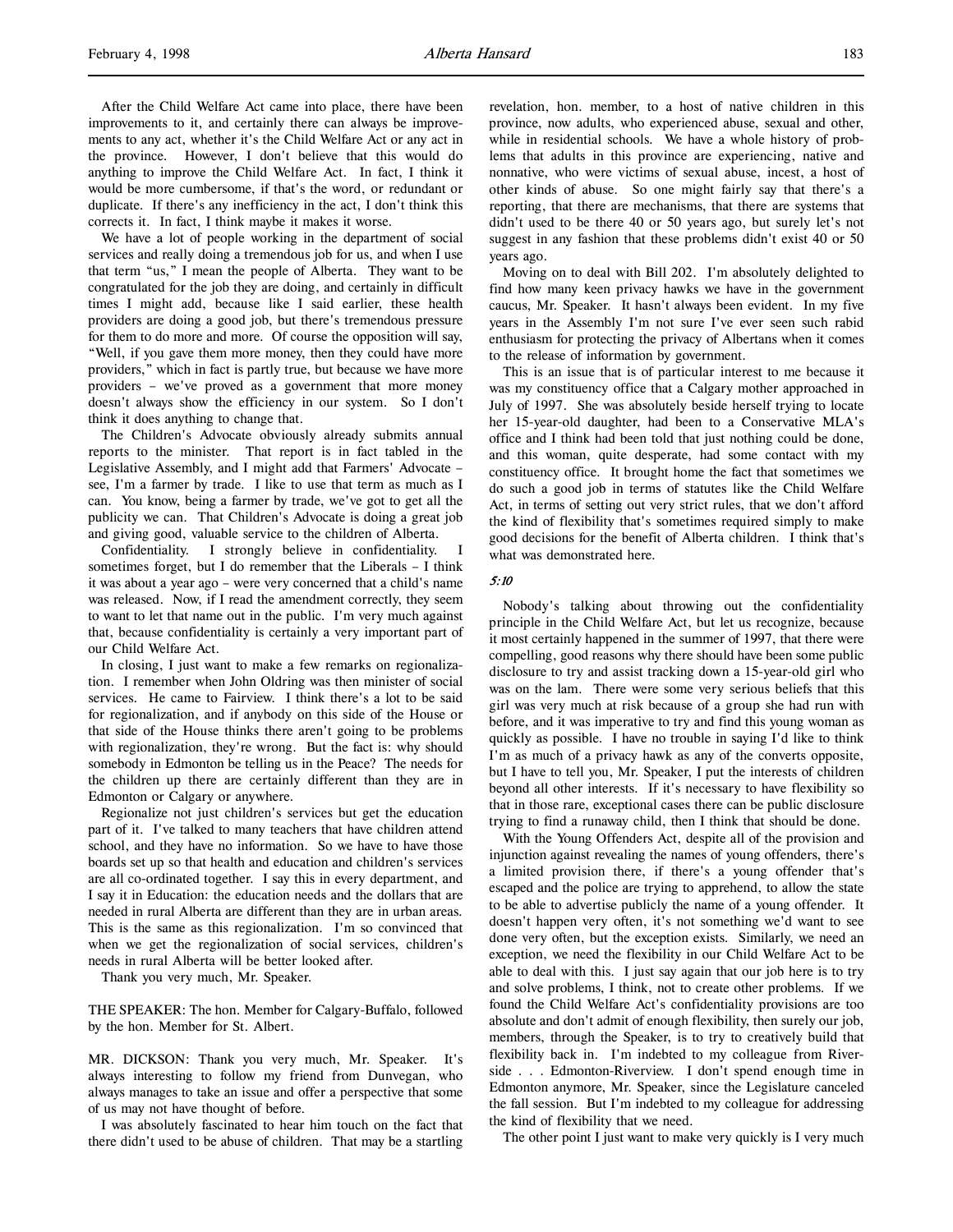After the Child Welfare Act came into place, there have been improvements to it, and certainly there can always be improvements to any act, whether it's the Child Welfare Act or any act in the province. However, I don't believe that this would do anything to improve the Child Welfare Act. In fact, I think it would be more cumbersome, if that's the word, or redundant or duplicate. If there's any inefficiency in the act, I don't think this corrects it. In fact, I think maybe it makes it worse.

We have a lot of people working in the department of social services and really doing a tremendous job for us, and when I use that term "us," I mean the people of Alberta. They want to be congratulated for the job they are doing, and certainly in difficult times I might add, because like I said earlier, these health providers are doing a good job, but there's tremendous pressure for them to do more and more. Of course the opposition will say, "Well, if you gave them more money, then they could have more providers," which in fact is partly true, but because we have more providers – we've proved as a government that more money doesn't always show the efficiency in our system. So I don't think it does anything to change that.

The Children's Advocate obviously already submits annual reports to the minister. That report is in fact tabled in the Legislative Assembly, and I might add that Farmers' Advocate – see, I'm a farmer by trade. I like to use that term as much as I can. You know, being a farmer by trade, we've got to get all the publicity we can. That Children's Advocate is doing a great job and giving good, valuable service to the children of Alberta.

Confidentiality. I strongly believe in confidentiality. I sometimes forget, but I do remember that the Liberals – I think it was about a year ago – were very concerned that a child's name was released. Now, if I read the amendment correctly, they seem to want to let that name out in the public. I'm very much against that, because confidentiality is certainly a very important part of our Child Welfare Act.

In closing, I just want to make a few remarks on regionalization. I remember when John Oldring was then minister of social services. He came to Fairview. I think there's a lot to be said for regionalization, and if anybody on this side of the House or that side of the House thinks there aren't going to be problems with regionalization, they're wrong. But the fact is: why should somebody in Edmonton be telling us in the Peace? The needs for the children up there are certainly different than they are in Edmonton or Calgary or anywhere.

Regionalize not just children's services but get the education part of it. I've talked to many teachers that have children attend school, and they have no information. So we have to have those boards set up so that health and education and children's services are all co-ordinated together. I say this in every department, and I say it in Education: the education needs and the dollars that are needed in rural Alberta are different than they are in urban areas. This is the same as this regionalization. I'm so convinced that when we get the regionalization of social services, children's needs in rural Alberta will be better looked after.

Thank you very much, Mr. Speaker.

THE SPEAKER: The hon. Member for Calgary-Buffalo, followed by the hon. Member for St. Albert.

MR. DICKSON: Thank you very much, Mr. Speaker. It's always interesting to follow my friend from Dunvegan, who always manages to take an issue and offer a perspective that some of us may not have thought of before.

I was absolutely fascinated to hear him touch on the fact that there didn't used to be abuse of children. That may be a startling revelation, hon. member, to a host of native children in this province, now adults, who experienced abuse, sexual and other, while in residential schools. We have a whole history of problems that adults in this province are experiencing, native and nonnative, who were victims of sexual abuse, incest, a host of other kinds of abuse. So one might fairly say that there's a reporting, that there are mechanisms, that there are systems that didn't used to be there 40 or 50 years ago, but surely let's not suggest in any fashion that these problems didn't exist 40 or 50 years ago.

Moving on to deal with Bill 202. I'm absolutely delighted to find how many keen privacy hawks we have in the government caucus, Mr. Speaker. It hasn't always been evident. In my five years in the Assembly I'm not sure I've ever seen such rabid enthusiasm for protecting the privacy of Albertans when it comes to the release of information by government.

This is an issue that is of particular interest to me because it was my constituency office that a Calgary mother approached in July of 1997. She was absolutely beside herself trying to locate her 15-year-old daughter, had been to a Conservative MLA's office and I think had been told that just nothing could be done, and this woman, quite desperate, had some contact with my constituency office. It brought home the fact that sometimes we do such a good job in terms of statutes like the Child Welfare Act, in terms of setting out very strict rules, that we don't afford the kind of flexibility that's sometimes required simply to make good decisions for the benefit of Alberta children. I think that's what was demonstrated here.

*5:10*

Nobody's talking about throwing out the confidentiality principle in the Child Welfare Act, but let us recognize, because it most certainly happened in the summer of 1997, that there were compelling, good reasons why there should have been some public disclosure to try and assist tracking down a 15-year-old girl who was on the lam. There were some very serious beliefs that this girl was very much at risk because of a group she had run with before, and it was imperative to try and find this young woman as quickly as possible. I have no trouble in saying I'd like to think I'm as much of a privacy hawk as any of the converts opposite, but I have to tell you, Mr. Speaker, I put the interests of children beyond all other interests. If it's necessary to have flexibility so that in those rare, exceptional cases there can be public disclosure trying to find a runaway child, then I think that should be done.

With the Young Offenders Act, despite all of the provision and injunction against revealing the names of young offenders, there's a limited provision there, if there's a young offender that's escaped and the police are trying to apprehend, to allow the state to be able to advertise publicly the name of a young offender. It doesn't happen very often, it's not something we'd want to see done very often, but the exception exists. Similarly, we need an exception, we need the flexibility in our Child Welfare Act to be able to deal with this. I just say again that our job here is to try and solve problems, I think, not to create other problems. If we found the Child Welfare Act's confidentiality provisions are too absolute and don't admit of enough flexibility, then surely our job, members, through the Speaker, is to try to creatively build that flexibility back in. I'm indebted to my colleague from Riverside . . . Edmonton-Riverview. I don't spend enough time in Edmonton anymore, Mr. Speaker, since the Legislature canceled the fall session. But I'm indebted to my colleague for addressing the kind of flexibility that we need.

The other point I just want to make very quickly is I very much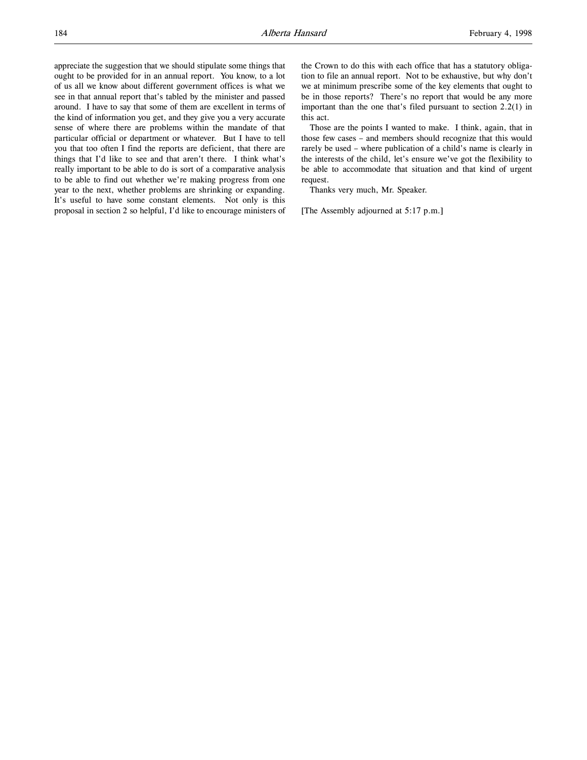appreciate the suggestion that we should stipulate some things that ought to be provided for in an annual report. You know, to a lot of us all we know about different government offices is what we see in that annual report that's tabled by the minister and passed around. I have to say that some of them are excellent in terms of the kind of information you get, and they give you a very accurate sense of where there are problems within the mandate of that particular official or department or whatever. But I have to tell you that too often I find the reports are deficient, that there are things that I'd like to see and that aren't there. I think what's really important to be able to do is sort of a comparative analysis to be able to find out whether we're making progress from one year to the next, whether problems are shrinking or expanding. It's useful to have some constant elements. Not only is this proposal in section 2 so helpful, I'd like to encourage ministers of the Crown to do this with each office that has a statutory obligation to file an annual report. Not to be exhaustive, but why don't we at minimum prescribe some of the key elements that ought to be in those reports? There's no report that would be any more important than the one that's filed pursuant to section 2.2(1) in this act.

Those are the points I wanted to make. I think, again, that in those few cases – and members should recognize that this would rarely be used – where publication of a child's name is clearly in the interests of the child, let's ensure we've got the flexibility to be able to accommodate that situation and that kind of urgent request.

Thanks very much, Mr. Speaker.

[The Assembly adjourned at 5:17 p.m.]